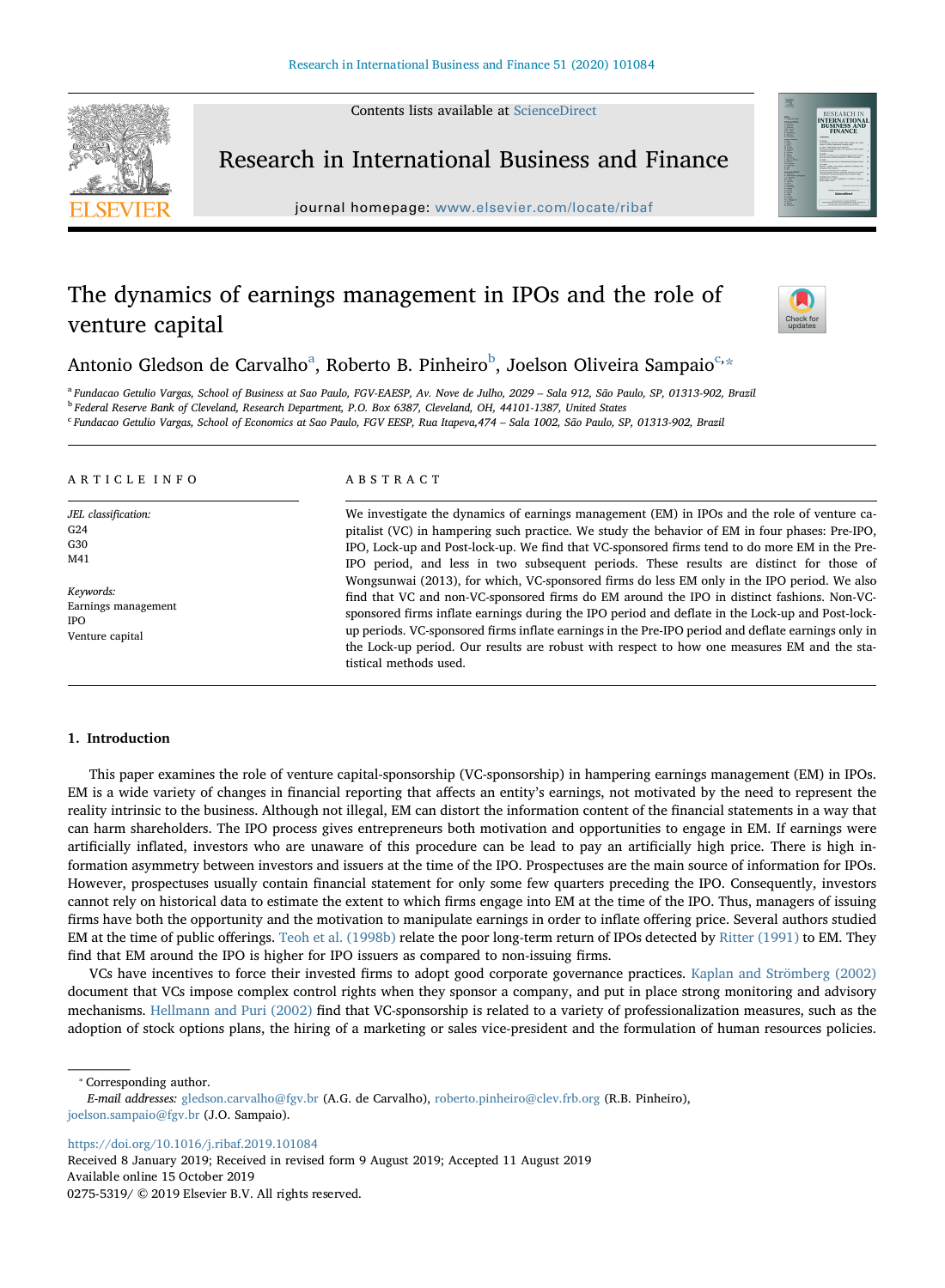# The dynamics of earnings management in IPOs and the role of venture capital

Antonio Gledson de Carvalho[a], Roberto B. Pinheiro[b], Joelson Oliveira Sampaio[c,*]

[a] Fundacao Getulio Vargas, School of Business at Sao Paulo, FGV-EAESP, Av. Nove de Julho, 2029 – Sala 912, São Paulo, SP, 01313-902, Brazil
[b] Federal Reserve Bank of Cleveland, Research Department, P.O. Box 6387, Cleveland, OH, 44101-1387, United States
[c] Fundacao Getulio Vargas, School of Economics at Sao Paulo, FGV EESP, Rua Itapeva,474 – Sala 1002, São Paulo, SP, 01313-902, Brazil

## ARTICLE INFO

*JEL classification:*
G24
G30
M41

*Keywords:*
Earnings management
IPO
Venture capital

## ABSTRACT

We investigate the dynamics of earnings management (EM) in IPOs and the role of venture capitalist (VC) in hampering such practice. We study the behavior of EM in four phases: Pre-IPO, IPO, Lock-up and Post-lock-up. We find that VC-sponsored firms tend to do more EM in the Pre-IPO period, and less in two subsequent periods. These results are distinct for those of Wongsunwai (2013), for which, VC-sponsored firms do less EM only in the IPO period. We also find that VC and non-VC-sponsored firms do EM around the IPO in distinct fashions. Non-VC-sponsored firms inflate earnings during the IPO period and deflate in the Lock-up and Post-lock-up periods. VC-sponsored firms inflate earnings in the Pre-IPO period and deflate earnings only in the Lock-up period. Our results are robust with respect to how one measures EM and the statistical methods used.

## 1. Introduction

This paper examines the role of venture capital-sponsorship (VC-sponsorship) in hampering earnings management (EM) in IPOs. EM is a wide variety of changes in financial reporting that affects an entity's earnings, not motivated by the need to represent the reality intrinsic to the business. Although not illegal, EM can distort the information content of the financial statements in a way that can harm shareholders. The IPO process gives entrepreneurs both motivation and opportunities to engage in EM. If earnings were artificially inflated, investors who are unaware of this procedure can be lead to pay an artificially high price. There is high information asymmetry between investors and issuers at the time of the IPO. Prospectuses are the main source of information for IPOs. However, prospectuses usually contain financial statement for only some few quarters preceding the IPO. Consequently, investors cannot rely on historical data to estimate the extent to which firms engage into EM at the time of the IPO. Thus, managers of issuing firms have both the opportunity and the motivation to manipulate earnings in order to inflate offering price. Several authors studied EM at the time of public offerings. Teoh et al. (1998b) relate the poor long-term return of IPOs detected by Ritter (1991) to EM. They find that EM around the IPO is higher for IPO issuers as compared to non-issuing firms.

VCs have incentives to force their invested firms to adopt good corporate governance practices. Kaplan and Strömberg (2002) document that VCs impose complex control rights when they sponsor a company, and put in place strong monitoring and advisory mechanisms. Hellmann and Puri (2002) find that VC-sponsorship is related to a variety of professionalization measures, such as the adoption of stock options plans, the hiring of a marketing or sales vice-president and the formulation of human resources policies.

* Corresponding author.
*E-mail addresses:* gledson.carvalho@fgv.br (A.G. de Carvalho), roberto.pinheiro@clev.frb.org (R.B. Pinheiro), joelson.sampaio@fgv.br (J.O. Sampaio).

https://doi.org/10.1016/j.ribaf.2019.101084
Received 8 January 2019; Received in revised form 9 August 2019; Accepted 11 August 2019
Available online 15 October 2019
0275-5319/ © 2019 Elsevier B.V. All rights reserved.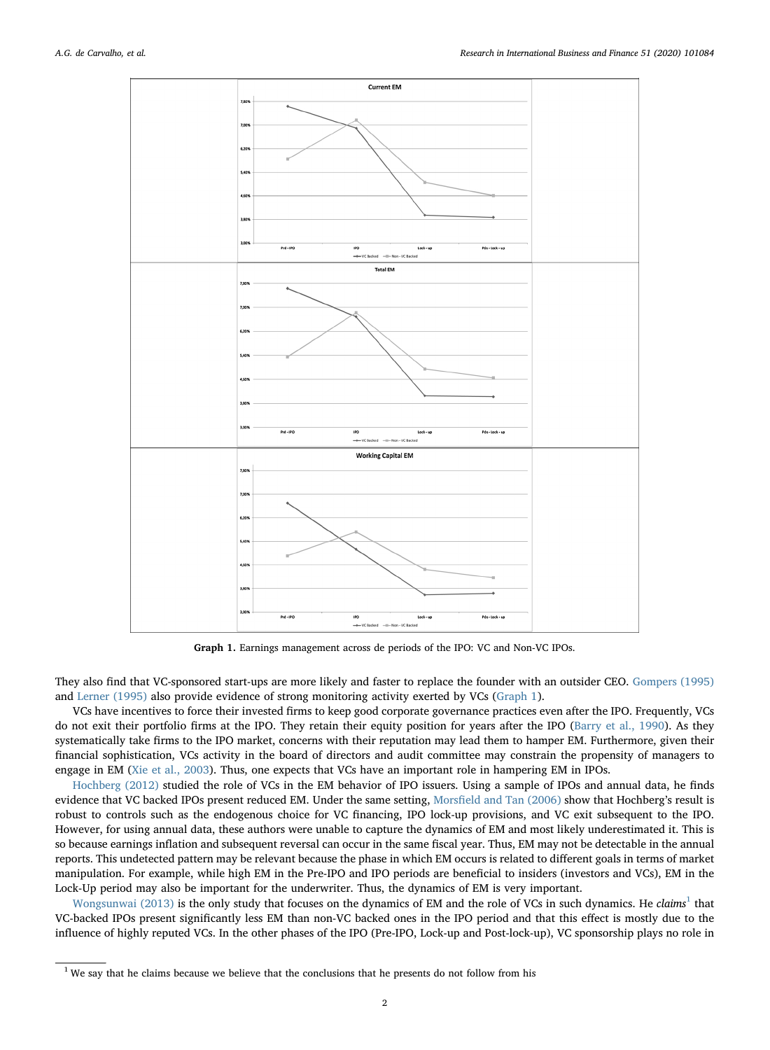Graph 1. Earnings management across de periods of the IPO: VC and Non-VC IPOs.

They also find that VC-sponsored start-ups are more likely and faster to replace the founder with an outsider CEO. Gompers (1995) and Lerner (1995) also provide evidence of strong monitoring activity exerted by VCs (Graph 1).

VCs have incentives to force their invested firms to keep good corporate governance practices even after the IPO. Frequently, VCs do not exit their portfolio firms at the IPO. They retain their equity position for years after the IPO (Barry et al., 1990). As they systematically take firms to the IPO market, concerns with their reputation may lead them to hamper EM. Furthermore, given their financial sophistication, VCs activity in the board of directors and audit committee may constrain the propensity of managers to engage in EM (Xie et al., 2003). Thus, one expects that VCs have an important role in hampering EM in IPOs.

Hochberg (2012) studied the role of VCs in the EM behavior of IPO issuers. Using a sample of IPOs and annual data, he finds evidence that VC backed IPOs present reduced EM. Under the same setting, Morsfield and Tan (2006) show that Hochberg's result is robust to controls such as the endogenous choice for VC financing, IPO lock-up provisions, and VC exit subsequent to the IPO. However, for using annual data, these authors were unable to capture the dynamics of EM and most likely underestimated it. This is so because earnings inflation and subsequent reversal can occur in the same fiscal year. Thus, EM may not be detectable in the annual reports. This undetected pattern may be relevant because the phase in which EM occurs is related to different goals in terms of market manipulation. For example, while high EM in the Pre-IPO and IPO periods are beneficial to insiders (investors and VCs), EM in the Lock-Up period may also be important for the underwriter. Thus, the dynamics of EM is very important.

Wongsunwai (2013) is the only study that focuses on the dynamics of EM and the role of VCs in such dynamics. He *claims*[1] that VC-backed IPOs present significantly less EM than non-VC backed ones in the IPO period and that this effect is mostly due to the influence of highly reputed VCs. In the other phases of the IPO (Pre-IPO, Lock-up and Post-lock-up), VC sponsorship plays no role in

[1] We say that he claims because we believe that the conclusions that he presents do not follow from his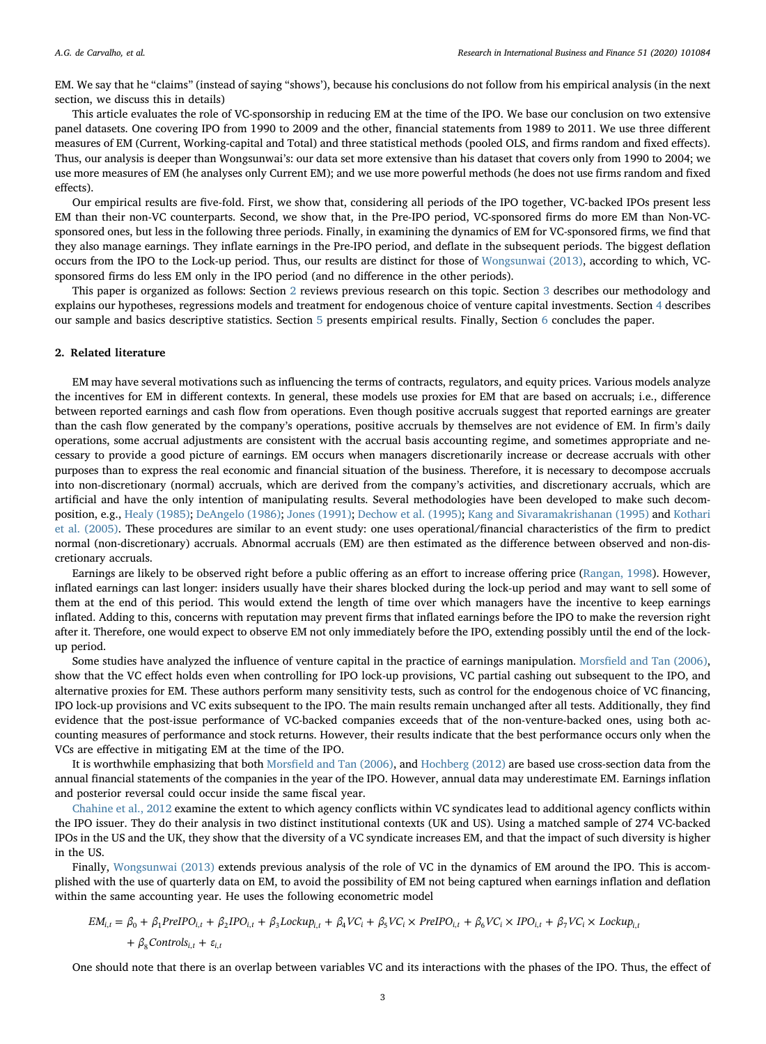EM. We say that he "claims" (instead of saying "shows'), because his conclusions do not follow from his empirical analysis (in the next section, we discuss this in details)

This article evaluates the role of VC-sponsorship in reducing EM at the time of the IPO. We base our conclusion on two extensive panel datasets. One covering IPO from 1990 to 2009 and the other, financial statements from 1989 to 2011. We use three different measures of EM (Current, Working-capital and Total) and three statistical methods (pooled OLS, and firms random and fixed effects). Thus, our analysis is deeper than Wongsunwai's: our data set more extensive than his dataset that covers only from 1990 to 2004; we use more measures of EM (he analyses only Current EM); and we use more powerful methods (he does not use firms random and fixed effects).

Our empirical results are five-fold. First, we show that, considering all periods of the IPO together, VC-backed IPOs present less EM than their non-VC counterparts. Second, we show that, in the Pre-IPO period, VC-sponsored firms do more EM than Non-VC-sponsored ones, but less in the following three periods. Finally, in examining the dynamics of EM for VC-sponsored firms, we find that they also manage earnings. They inflate earnings in the Pre-IPO period, and deflate in the subsequent periods. The biggest deflation occurs from the IPO to the Lock-up period. Thus, our results are distinct for those of Wongsunwai (2013), according to which, VC-sponsored firms do less EM only in the IPO period (and no difference in the other periods).

This paper is organized as follows: Section 2 reviews previous research on this topic. Section 3 describes our methodology and explains our hypotheses, regressions models and treatment for endogenous choice of venture capital investments. Section 4 describes our sample and basics descriptive statistics. Section 5 presents empirical results. Finally, Section 6 concludes the paper.

## 2. Related literature

EM may have several motivations such as influencing the terms of contracts, regulators, and equity prices. Various models analyze the incentives for EM in different contexts. In general, these models use proxies for EM that are based on accruals; i.e., difference between reported earnings and cash flow from operations. Even though positive accruals suggest that reported earnings are greater than the cash flow generated by the company's operations, positive accruals by themselves are not evidence of EM. In firm's daily operations, some accrual adjustments are consistent with the accrual basis accounting regime, and sometimes appropriate and necessary to provide a good picture of earnings. EM occurs when managers discretionarily increase or decrease accruals with other purposes than to express the real economic and financial situation of the business. Therefore, it is necessary to decompose accruals into non-discretionary (normal) accruals, which are derived from the company's activities, and discretionary accruals, which are artificial and have the only intention of manipulating results. Several methodologies have been developed to make such decomposition, e.g., Healy (1985); DeAngelo (1986); Jones (1991); Dechow et al. (1995); Kang and Sivaramakrishanan (1995) and Kothari et al. (2005). These procedures are similar to an event study: one uses operational/financial characteristics of the firm to predict normal (non-discretionary) accruals. Abnormal accruals (EM) are then estimated as the difference between observed and non-discretionary accruals.

Earnings are likely to be observed right before a public offering as an effort to increase offering price (Rangan, 1998). However, inflated earnings can last longer: insiders usually have their shares blocked during the lock-up period and may want to sell some of them at the end of this period. This would extend the length of time over which managers have the incentive to keep earnings inflated. Adding to this, concerns with reputation may prevent firms that inflated earnings before the IPO to make the reversion right after it. Therefore, one would expect to observe EM not only immediately before the IPO, extending possibly until the end of the lock-up period.

Some studies have analyzed the influence of venture capital in the practice of earnings manipulation. Morsfield and Tan (2006), show that the VC effect holds even when controlling for IPO lock-up provisions, VC partial cashing out subsequent to the IPO, and alternative proxies for EM. These authors perform many sensitivity tests, such as control for the endogenous choice of VC financing, IPO lock-up provisions and VC exits subsequent to the IPO. The main results remain unchanged after all tests. Additionally, they find evidence that the post-issue performance of VC-backed companies exceeds that of the non-venture-backed ones, using both accounting measures of performance and stock returns. However, their results indicate that the best performance occurs only when the VCs are effective in mitigating EM at the time of the IPO.

It is worthwhile emphasizing that both Morsfield and Tan (2006), and Hochberg (2012) are based use cross-section data from the annual financial statements of the companies in the year of the IPO. However, annual data may underestimate EM. Earnings inflation and posterior reversal could occur inside the same fiscal year.

Chahine et al., 2012 examine the extent to which agency conflicts within VC syndicates lead to additional agency conflicts within the IPO issuer. They do their analysis in two distinct institutional contexts (UK and US). Using a matched sample of 274 VC-backed IPOs in the US and the UK, they show that the diversity of a VC syndicate increases EM, and that the impact of such diversity is higher in the US.

Finally, Wongsunwai (2013) extends previous analysis of the role of VC in the dynamics of EM around the IPO. This is accomplished with the use of quarterly data on EM, to avoid the possibility of EM not being captured when earnings inflation and deflation within the same accounting year. He uses the following econometric model

$$EM_{i,t} = \beta_0 + \beta_1 PreIPO_{i,t} + \beta_2 IPO_{i,t} + \beta_3 Lockup_{i,t} + \beta_4 VC_i + \beta_5 VC_i \times PreIPO_{i,t} + \beta_6 VC_i \times IPO_{i,t} + \beta_7 VC_i \times Lockup_{i,t} + \beta_8 Controls_{i,t} + \varepsilon_{i,t}$$

One should note that there is an overlap between variables VC and its interactions with the phases of the IPO. Thus, the effect of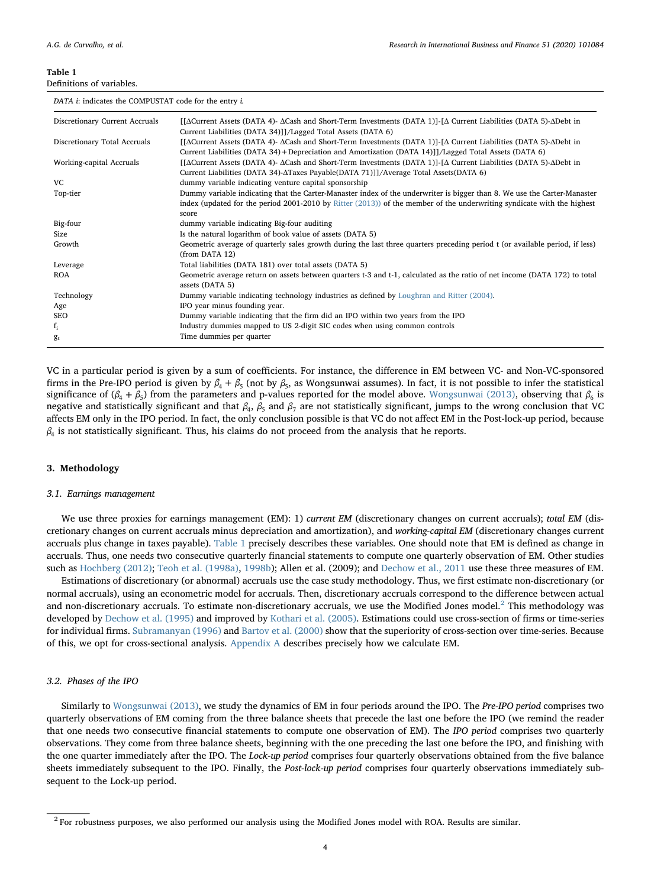**Table 1**
Definitions of variables.

| *DATA i*: indicates the COMPUSTAT code for the entry *i*. | |
|---|---|
| Discretionary Current Accruals | [[ΔCurrent Assets (DATA 4)- ΔCash and Short-Term Investments (DATA 1)]-[Δ Current Liabilities (DATA 5)-ΔDebt in Current Liabilities (DATA 34)]]/Lagged Total Assets (DATA 6) |
| Discretionary Total Accruals | [[ΔCurrent Assets (DATA 4)- ΔCash and Short-Term Investments (DATA 1)]-[Δ Current Liabilities (DATA 5)-ΔDebt in Current Liabilities (DATA 34) + Depreciation and Amortization (DATA 14)]]/Lagged Total Assets (DATA 6) |
| Working-capital Accruals | [[ΔCurrent Assets (DATA 4)- ΔCash and Short-Term Investments (DATA 1)]-[Δ Current Liabilities (DATA 5)-ΔDebt in Current Liabilities (DATA 34)-ΔTaxes Payable(DATA 71)]]/Average Total Assets(DATA 6) |
| VC | dummy variable indicating venture capital sponsorship |
| Top-tier | Dummy variable indicating that the Carter-Manaster index of the underwriter is bigger than 8. We use the Carter-Manaster index (updated for the period 2001-2010 by Ritter (2013)) of the member of the underwriting syndicate with the highest score |
| Big-four | dummy variable indicating Big-four auditing |
| Size | Is the natural logarithm of book value of assets (DATA 5) |
| Growth | Geometric average of quarterly sales growth during the last three quarters preceding period t (or available period, if less) (from DATA 12) |
| Leverage | Total liabilities (DATA 181) over total assets (DATA 5) |
| ROA | Geometric average return on assets between quarters t-3 and t-1, calculated as the ratio of net income (DATA 172) to total assets (DATA 5) |
| Technology | Dummy variable indicating technology industries as defined by Loughran and Ritter (2004). |
| Age | IPO year minus founding year. |
| SEO | Dummy variable indicating that the firm did an IPO within two years from the IPO |
| $f_i$ | Industry dummies mapped to US 2-digit SIC codes when using common controls |
| $g_t$ | Time dummies per quarter |

VC in a particular period is given by a sum of coefficients. For instance, the difference in EM between VC- and Non-VC-sponsored firms in the Pre-IPO period is given by $\beta_4 + \beta_5$ (not by $\beta_5$, as Wongsunwai assumes). In fact, it is not possible to infer the statistical significance of $(\beta_4 + \beta_5)$ from the parameters and p-values reported for the model above. Wongsunwai (2013), observing that $\beta_6$ is negative and statistically significant and that $\beta_4$, $\beta_5$ and $\beta_7$ are not statistically significant, jumps to the wrong conclusion that VC affects EM only in the IPO period. In fact, the only conclusion possible is that VC do not affect EM in the Post-lock-up period, because $\beta_4$ is not statistically significant. Thus, his claims do not proceed from the analysis that he reports.

## 3. Methodology

### 3.1. Earnings management

We use three proxies for earnings management (EM): 1) *current EM* (discretionary changes on current accruals); *total EM* (discretionary changes on current accruals minus depreciation and amortization), and *working-capital EM* (discretionary changes current accruals plus change in taxes payable). Table 1 precisely describes these variables. One should note that EM is defined as change in accruals. Thus, one needs two consecutive quarterly financial statements to compute one quarterly observation of EM. Other studies such as Hochberg (2012); Teoh et al. (1998a), 1998b); Allen et al. (2009); and Dechow et al., 2011 use these three measures of EM.

Estimations of discretionary (or abnormal) accruals use the case study methodology. Thus, we first estimate non-discretionary (or normal accruals), using an econometric model for accruals. Then, discretionary accruals correspond to the difference between actual and non-discretionary accruals. To estimate non-discretionary accruals, we use the Modified Jones model.[2] This methodology was developed by Dechow et al. (1995) and improved by Kothari et al. (2005). Estimations could use cross-section of firms or time-series for individual firms. Subramanyan (1996) and Bartov et al. (2000) show that the superiority of cross-section over time-series. Because of this, we opt for cross-sectional analysis. Appendix A describes precisely how we calculate EM.

### 3.2. Phases of the IPO

Similarly to Wongsunwai (2013), we study the dynamics of EM in four periods around the IPO. The *Pre-IPO period* comprises two quarterly observations of EM coming from the three balance sheets that precede the last one before the IPO (we remind the reader that one needs two consecutive financial statements to compute one observation of EM). The *IPO period* comprises two quarterly observations. They come from three balance sheets, beginning with the one preceding the last one before the IPO, and finishing with the one quarter immediately after the IPO. The *Lock-up period* comprises four quarterly observations obtained from the five balance sheets immediately subsequent to the IPO. Finally, the *Post-lock-up period* comprises four quarterly observations immediately subsequent to the Lock-up period.

[2] For robustness purposes, we also performed our analysis using the Modified Jones model with ROA. Results are similar.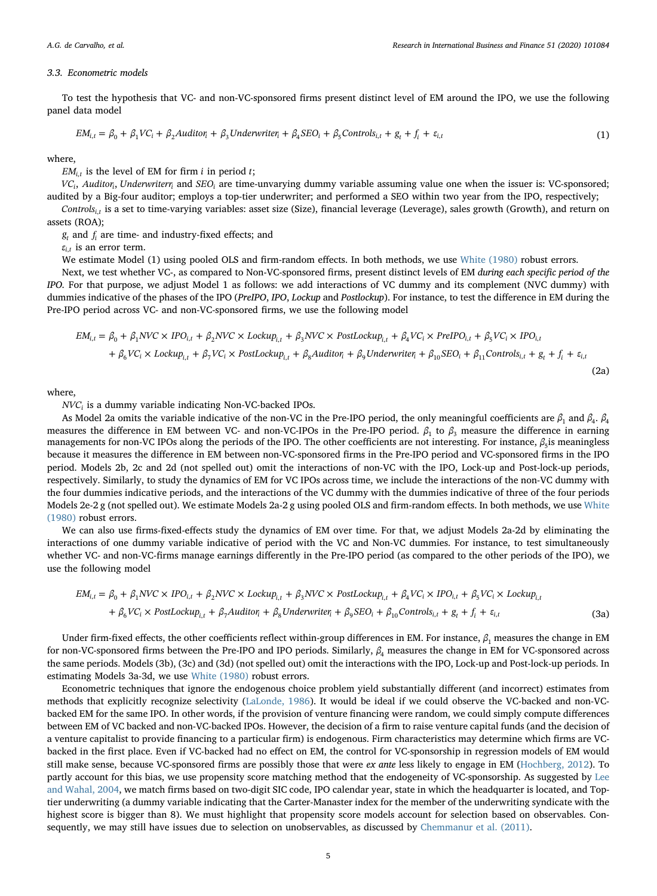### 3.3. Econometric models

To test the hypothesis that VC- and non-VC-sponsored firms present distinct level of EM around the IPO, we use the following panel data model

$$EM_{i,t} = \beta_0 + \beta_1 VC_i + \beta_2 Auditor_i + \beta_3 Underwriter_i + \beta_4 SEO_i + \beta_5 Controls_{i,t} + g_t + f_i + \varepsilon_{i,t} \tag{1}$$

where,

$EM_{i,t}$ is the level of EM for firm $i$ in period $t$;

$VC_i$, $Auditor_i$, $Underwriterr_i$ and $SEO_i$ are time-unvarying dummy variable assuming value one when the issuer is: VC-sponsored; audited by a Big-four auditor; employs a top-tier underwriter; and performed a SEO within two year from the IPO, respectively;

$Controls_{i,t}$ is a set to time-varying variables: asset size (Size), financial leverage (Leverage), sales growth (Growth), and return on assets (ROA);

$g_t$ and $f_i$ are time- and industry-fixed effects; and

$\varepsilon_{i,t}$ is an error term.

We estimate Model (1) using pooled OLS and firm-random effects. In both methods, we use White (1980) robust errors.

Next, we test whether VC-, as compared to Non-VC-sponsored firms, present distinct levels of EM *during each specific period of the IPO*. For that purpose, we adjust Model 1 as follows: we add interactions of VC dummy and its complement (NVC dummy) with dummies indicative of the phases of the IPO (*PreIPO*, *IPO*, *Lockup* and *Postlockup*). For instance, to test the difference in EM during the Pre-IPO period across VC- and non-VC-sponsored firms, we use the following model

$$\begin{aligned} EM_{i,t} = {} & \beta_0 + \beta_1 NVC \times IPO_{i,t} + \beta_2 NVC \times Lockup_{i,t} + \beta_3 NVC \times PostLockup_{i,t} + \beta_4 VC_i \times PreIPO_{i,t} + \beta_5 VC_i \times IPO_{i,t} \\ & + \beta_6 VC_i \times Lockup_{i,t} + \beta_7 VC_i \times PostLockup_{i,t} + \beta_8 Auditor_i + \beta_9 Underwriter_i + \beta_{10} SEO_i + \beta_{11} Controls_{i,t} + g_t + f_i + \varepsilon_{i,t} \end{aligned} \tag{2a}$$

where,

$NVC_i$ is a dummy variable indicating Non-VC-backed IPOs.

As Model 2a omits the variable indicative of the non-VC in the Pre-IPO period, the only meaningful coefficients are $\beta_1$ and $\beta_4$. $\beta_4$ measures the difference in EM between VC- and non-VC-IPOs in the Pre-IPO period. $\beta_1$ to $\beta_3$ measure the difference in earning managements for non-VC IPOs along the periods of the IPO. The other coefficients are not interesting. For instance, $\beta_5$ is meaningless because it measures the difference in EM between non-VC-sponsored firms in the Pre-IPO period and VC-sponsored firms in the IPO period. Models 2b, 2c and 2d (not spelled out) omit the interactions of non-VC with the IPO, Lock-up and Post-lock-up periods, respectively. Similarly, to study the dynamics of EM for VC IPOs across time, we include the interactions of the non-VC dummy with the four dummies indicative periods, and the interactions of the VC dummy with the dummies indicative of three of the four periods Models 2e-2 g (not spelled out). We estimate Models 2a-2 g using pooled OLS and firm-random effects. In both methods, we use White (1980) robust errors.

We can also use firms-fixed-effects study the dynamics of EM over time. For that, we adjust Models 2a-2d by eliminating the interactions of one dummy variable indicative of period with the VC and Non-VC dummies. For instance, to test simultaneously whether VC- and non-VC-firms manage earnings differently in the Pre-IPO period (as compared to the other periods of the IPO), we use the following model

$$\begin{aligned} EM_{i,t} = {} & \beta_0 + \beta_1 NVC \times IPO_{i,t} + \beta_2 NVC \times Lockup_{i,t} + \beta_3 NVC \times PostLockup_{i,t} + \beta_4 VC_i \times IPO_{i,t} + \beta_5 VC_i \times Lockup_{i,t} \\ & + \beta_6 VC_i \times PostLockup_{i,t} + \beta_7 Auditor_i + \beta_8 Underwriter_i + \beta_9 SEO_i + \beta_{10} Controls_{i,t} + g_t + f_i + \varepsilon_{i,t} \end{aligned} \tag{3a}$$

Under firm-fixed effects, the other coefficients reflect within-group differences in EM. For instance, $\beta_1$ measures the change in EM for non-VC-sponsored firms between the Pre-IPO and IPO periods. Similarly, $\beta_4$ measures the change in EM for VC-sponsored across the same periods. Models (3b), (3c) and (3d) (not spelled out) omit the interactions with the IPO, Lock-up and Post-lock-up periods. In estimating Models 3a-3d, we use White (1980) robust errors.

Econometric techniques that ignore the endogenous choice problem yield substantially different (and incorrect) estimates from methods that explicitly recognize selectivity (LaLonde, 1986). It would be ideal if we could observe the VC-backed and non-VC-backed EM for the same IPO. In other words, if the provision of venture financing were random, we could simply compute differences between EM of VC backed and non-VC-backed IPOs. However, the decision of a firm to raise venture capital funds (and the decision of a venture capitalist to provide financing to a particular firm) is endogenous. Firm characteristics may determine which firms are VC-backed in the first place. Even if VC-backed had no effect on EM, the control for VC-sponsorship in regression models of EM would still make sense, because VC-sponsored firms are possibly those that were *ex ante* less likely to engage in EM (Hochberg, 2012). To partly account for this bias, we use propensity score matching method that the endogeneity of VC-sponsorship. As suggested by Lee and Wahal, 2004, we match firms based on two-digit SIC code, IPO calendar year, state in which the headquarter is located, and Top-tier underwriting (a dummy variable indicating that the Carter-Manaster index for the member of the underwriting syndicate with the highest score is bigger than 8). We must highlight that propensity score models account for selection based on observables. Consequently, we may still have issues due to selection on unobservables, as discussed by Chemmanur et al. (2011).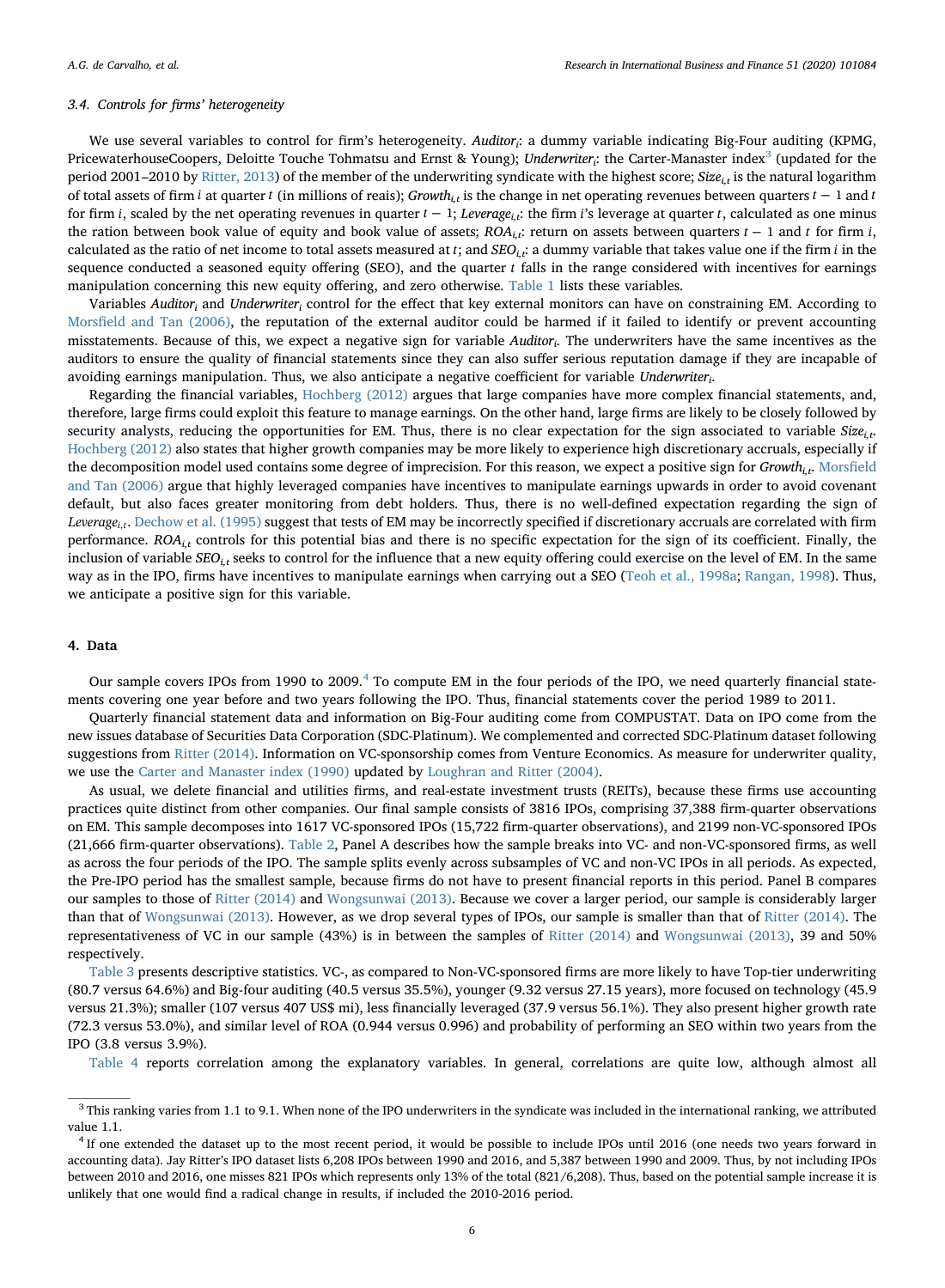### 3.4. Controls for firms' heterogeneity

We use several variables to control for firm's heterogeneity. *Auditor*$_i$: a dummy variable indicating Big-Four auditing (KPMG, PricewaterhouseCoopers, Deloitte Touche Tohmatsu and Ernst & Young); *Underwriter*$_i$: the Carter-Manaster index[3] (updated for the period 2001–2010 by Ritter, 2013) of the member of the underwriting syndicate with the highest score; *Size*$_{i,t}$ is the natural logarithm of total assets of firm $i$ at quarter $t$ (in millions of reais); *Growth*$_{i,t}$ is the change in net operating revenues between quarters $t-1$ and $t$ for firm $i$, scaled by the net operating revenues in quarter $t-1$; *Leverage*$_{i,t}$: the firm $i$'s leverage at quarter $t$, calculated as one minus the ration between book value of equity and book value of assets; *ROA*$_{i,t}$: return on assets between quarters $t-1$ and $t$ for firm $i$, calculated as the ratio of net income to total assets measured at $t$; and *SEO*$_{i,t}$: a dummy variable that takes value one if the firm $i$ in the sequence conducted a seasoned equity offering (SEO), and the quarter $t$ falls in the range considered with incentives for earnings manipulation concerning this new equity offering, and zero otherwise. Table 1 lists these variables.

Variables *Auditor*$_i$ and *Underwriter*$_i$ control for the effect that key external monitors can have on constraining EM. According to Morsfield and Tan (2006), the reputation of the external auditor could be harmed if it failed to identify or prevent accounting misstatements. Because of this, we expect a negative sign for variable *Auditor*$_i$. The underwriters have the same incentives as the auditors to ensure the quality of financial statements since they can also suffer serious reputation damage if they are incapable of avoiding earnings manipulation. Thus, we also anticipate a negative coefficient for variable *Underwriter*$_i$.

Regarding the financial variables, Hochberg (2012) argues that large companies have more complex financial statements, and, therefore, large firms could exploit this feature to manage earnings. On the other hand, large firms are likely to be closely followed by security analysts, reducing the opportunities for EM. Thus, there is no clear expectation for the sign associated to variable *Size*$_{i,t}$. Hochberg (2012) also states that higher growth companies may be more likely to experience high discretionary accruals, especially if the decomposition model used contains some degree of imprecision. For this reason, we expect a positive sign for *Growth*$_{i,t}$. Morsfield and Tan (2006) argue that highly leveraged companies have incentives to manipulate earnings upwards in order to avoid covenant default, but also faces greater monitoring from debt holders. Thus, there is no well-defined expectation regarding the sign of *Leverage*$_{i,t}$. Dechow et al. (1995) suggest that tests of EM may be incorrectly specified if discretionary accruals are correlated with firm performance. *ROA*$_{i,t}$ controls for this potential bias and there is no specific expectation for the sign of its coefficient. Finally, the inclusion of variable *SEO*$_{i,t}$ seeks to control for the influence that a new equity offering could exercise on the level of EM. In the same way as in the IPO, firms have incentives to manipulate earnings when carrying out a SEO (Teoh et al., 1998a; Rangan, 1998). Thus, we anticipate a positive sign for this variable.

## 4. Data

Our sample covers IPOs from 1990 to 2009.[4] To compute EM in the four periods of the IPO, we need quarterly financial statements covering one year before and two years following the IPO. Thus, financial statements cover the period 1989 to 2011.

Quarterly financial statement data and information on Big-Four auditing come from COMPUSTAT. Data on IPO come from the new issues database of Securities Data Corporation (SDC-Platinum). We complemented and corrected SDC-Platinum dataset following suggestions from Ritter (2014). Information on VC-sponsorship comes from Venture Economics. As measure for underwriter quality, we use the Carter and Manaster index (1990) updated by Loughran and Ritter (2004).

As usual, we delete financial and utilities firms, and real-estate investment trusts (REITs), because these firms use accounting practices quite distinct from other companies. Our final sample consists of 3816 IPOs, comprising 37,388 firm-quarter observations on EM. This sample decomposes into 1617 VC-sponsored IPOs (15,722 firm-quarter observations), and 2199 non-VC-sponsored IPOs (21,666 firm-quarter observations). Table 2, Panel A describes how the sample breaks into VC- and non-VC-sponsored firms, as well as across the four periods of the IPO. The sample splits evenly across subsamples of VC and non-VC IPOs in all periods. As expected, the Pre-IPO period has the smallest sample, because firms do not have to present financial reports in this period. Panel B compares our samples to those of Ritter (2014) and Wongsunwai (2013). Because we cover a larger period, our sample is considerably larger than that of Wongsunwai (2013). However, as we drop several types of IPOs, our sample is smaller than that of Ritter (2014). The representativeness of VC in our sample (43%) is in between the samples of Ritter (2014) and Wongsunwai (2013), 39 and 50% respectively.

Table 3 presents descriptive statistics. VC-, as compared to Non-VC-sponsored firms are more likely to have Top-tier underwriting (80.7 versus 64.6%) and Big-four auditing (40.5 versus 35.5%), younger (9.32 versus 27.15 years), more focused on technology (45.9 versus 21.3%); smaller (107 versus 407 US$ mi), less financially leveraged (37.9 versus 56.1%). They also present higher growth rate (72.3 versus 53.0%), and similar level of ROA (0.944 versus 0.996) and probability of performing an SEO within two years from the IPO (3.8 versus 3.9%).

Table 4 reports correlation among the explanatory variables. In general, correlations are quite low, although almost all

---

[3] This ranking varies from 1.1 to 9.1. When none of the IPO underwriters in the syndicate was included in the international ranking, we attributed value 1.1.

[4] If one extended the dataset up to the most recent period, it would be possible to include IPOs until 2016 (one needs two years forward in accounting data). Jay Ritter's IPO dataset lists 6,208 IPOs between 1990 and 2016, and 5,387 between 1990 and 2009. Thus, by not including IPOs between 2010 and 2016, one misses 821 IPOs which represents only 13% of the total (821/6,208). Thus, based on the potential sample increase it is unlikely that one would find a radical change in results, if included the 2010-2016 period.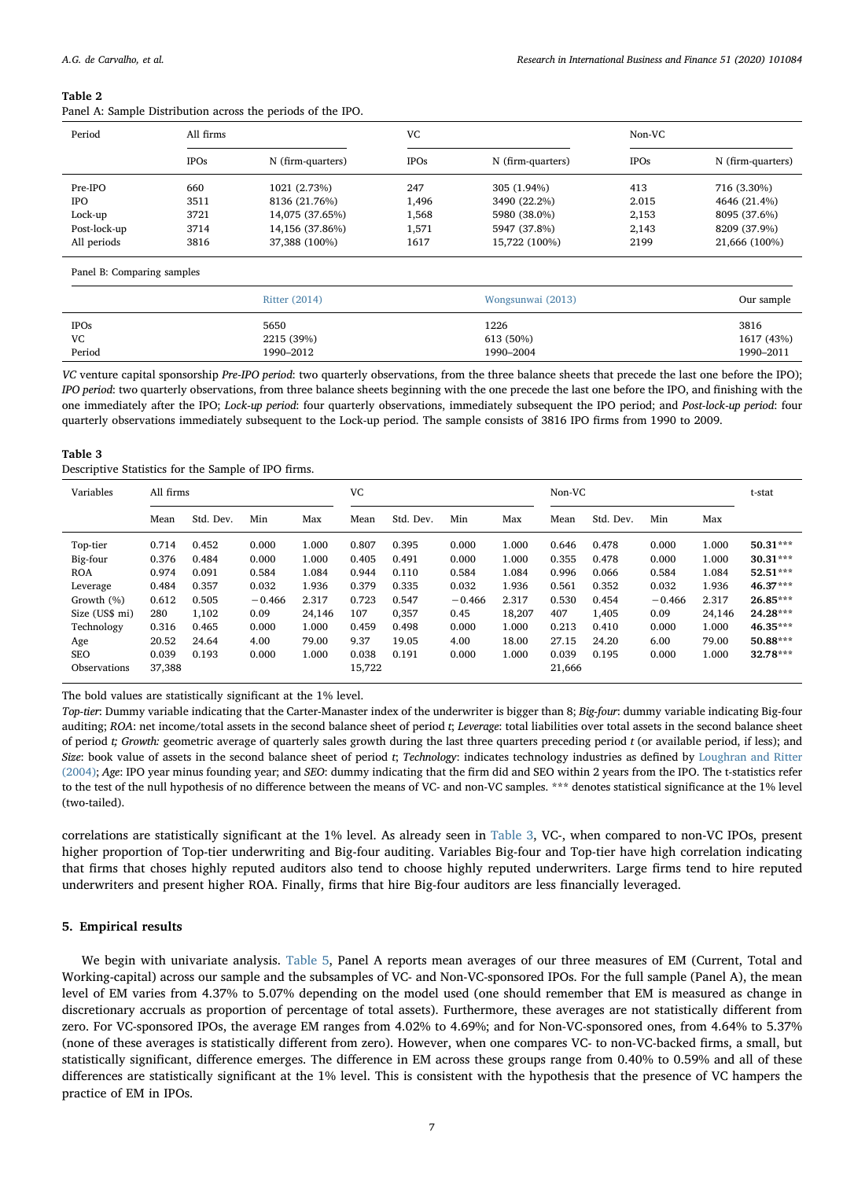**Table 2**
Panel A: Sample Distribution across the periods of the IPO.

| Period | All firms | | VC | | Non-VC | |
|---|---|---|---|---|---|---|
| | IPOs | N (firm-quarters) | IPOs | N (firm-quarters) | IPOs | N (firm-quarters) |
| Pre-IPO | 660 | 1021 (2.73%) | 247 | 305 (1.94%) | 413 | 716 (3.30%) |
| IPO | 3511 | 8136 (21.76%) | 1,496 | 3490 (22.2%) | 2.015 | 4646 (21.4%) |
| Lock-up | 3721 | 14,075 (37.65%) | 1,568 | 5980 (38.0%) | 2,153 | 8095 (37.6%) |
| Post-lock-up | 3714 | 14,156 (37.86%) | 1,571 | 5947 (37.8%) | 2,143 | 8209 (37.9%) |
| All periods | 3816 | 37,388 (100%) | 1617 | 15,722 (100%) | 2199 | 21,666 (100%) |

Panel B: Comparing samples

| | Ritter (2014) | Wongsunwai (2013) | Our sample |
|---|---|---|---|
| IPOs | 5650 | 1226 | 3816 |
| VC | 2215 (39%) | 613 (50%) | 1617 (43%) |
| Period | 1990–2012 | 1990–2004 | 1990–2011 |

*VC* venture capital sponsorship *Pre-IPO period*: two quarterly observations, from the three balance sheets that precede the last one before the IPO); *IPO period*: two quarterly observations, from three balance sheets beginning with the one precede the last one before the IPO, and finishing with the one immediately after the IPO; *Lock-up period*: four quarterly observations, immediately subsequent the IPO period; and *Post-lock-up period*: four quarterly observations immediately subsequent to the Lock-up period. The sample consists of 3816 IPO firms from 1990 to 2009.

**Table 3**
Descriptive Statistics for the Sample of IPO firms.

| Variables | All firms | | | | VC | | | | Non-VC | | | | t-stat |
|---|---|---|---|---|---|---|---|---|---|---|---|---|---|
| | Mean | Std. Dev. | Min | Max | Mean | Std. Dev. | Min | Max | Mean | Std. Dev. | Min | Max | |
| Top-tier | 0.714 | 0.452 | 0.000 | 1.000 | 0.807 | 0.395 | 0.000 | 1.000 | 0.646 | 0.478 | 0.000 | 1.000 | **50.31**\*\*\* |
| Big-four | 0.376 | 0.484 | 0.000 | 1.000 | 0.405 | 0.491 | 0.000 | 1.000 | 0.355 | 0.478 | 0.000 | 1.000 | **30.31**\*\*\* |
| ROA | 0.974 | 0.091 | 0.584 | 1.084 | 0.944 | 0.110 | 0.584 | 1.084 | 0.996 | 0.066 | 0.584 | 1.084 | **52.51**\*\*\* |
| Leverage | 0.484 | 0.357 | 0.032 | 1.936 | 0.379 | 0.335 | 0.032 | 1.936 | 0.561 | 0.352 | 0.032 | 1.936 | **46.37**\*\*\* |
| Growth (%) | 0.612 | 0.505 | −0.466 | 2.317 | 0.723 | 0.547 | −0.466 | 2.317 | 0.530 | 0.454 | −0.466 | 2.317 | **26.85**\*\*\* |
| Size (US$ mi) | 280 | 1,102 | 0.09 | 24,146 | 107 | 0,357 | 0.45 | 18,207 | 407 | 1,405 | 0.09 | 24,146 | **24.28**\*\*\* |
| Technology | 0.316 | 0.465 | 0.000 | 1.000 | 0.459 | 0.498 | 0.000 | 1.000 | 0.213 | 0.410 | 0.000 | 1.000 | **46.35**\*\*\* |
| Age | 20.52 | 24.64 | 4.00 | 79.00 | 9.37 | 19.05 | 4.00 | 18.00 | 27.15 | 24.20 | 6.00 | 79.00 | **50.88**\*\*\* |
| SEO | 0.039 | 0.193 | 0.000 | 1.000 | 0.038 | 0.191 | 0.000 | 1.000 | 0.039 | 0.195 | 0.000 | 1.000 | **32.78**\*\*\* |
| Observations | 37,388 | | | | 15,722 | | | | 21,666 | | | | |

The bold values are statistically significant at the 1% level.

*Top-tier*: Dummy variable indicating that the Carter-Manaster index of the underwriter is bigger than 8; *Big-four*: dummy variable indicating Big-four auditing; *ROA*: net income/total assets in the second balance sheet of period *t*; *Leverage*: total liabilities over total assets in the second balance sheet of period *t; Growth:* geometric average of quarterly sales growth during the last three quarters preceding period *t* (or available period, if less); and *Size*: book value of assets in the second balance sheet of period *t*; *Technology*: indicates technology industries as defined by Loughran and Ritter (2004); *Age*: IPO year minus founding year; and *SEO*: dummy indicating that the firm did and SEO within 2 years from the IPO. The t-statistics refer to the test of the null hypothesis of no difference between the means of VC- and non-VC samples. \*\*\* denotes statistical significance at the 1% level (two-tailed).

correlations are statistically significant at the 1% level. As already seen in Table 3, VC-, when compared to non-VC IPOs, present higher proportion of Top-tier underwriting and Big-four auditing. Variables Big-four and Top-tier have high correlation indicating that firms that choses highly reputed auditors also tend to choose highly reputed underwriters. Large firms tend to hire reputed underwriters and present higher ROA. Finally, firms that hire Big-four auditors are less financially leveraged.

## 5. Empirical results

We begin with univariate analysis. Table 5, Panel A reports mean averages of our three measures of EM (Current, Total and Working-capital) across our sample and the subsamples of VC- and Non-VC-sponsored IPOs. For the full sample (Panel A), the mean level of EM varies from 4.37% to 5.07% depending on the model used (one should remember that EM is measured as change in discretionary accruals as proportion of percentage of total assets). Furthermore, these averages are not statistically different from zero. For VC-sponsored IPOs, the average EM ranges from 4.02% to 4.69%; and for Non-VC-sponsored ones, from 4.64% to 5.37% (none of these averages is statistically different from zero). However, when one compares VC- to non-VC-backed firms, a small, but statistically significant, difference emerges. The difference in EM across these groups range from 0.40% to 0.59% and all of these differences are statistically significant at the 1% level. This is consistent with the hypothesis that the presence of VC hampers the practice of EM in IPOs.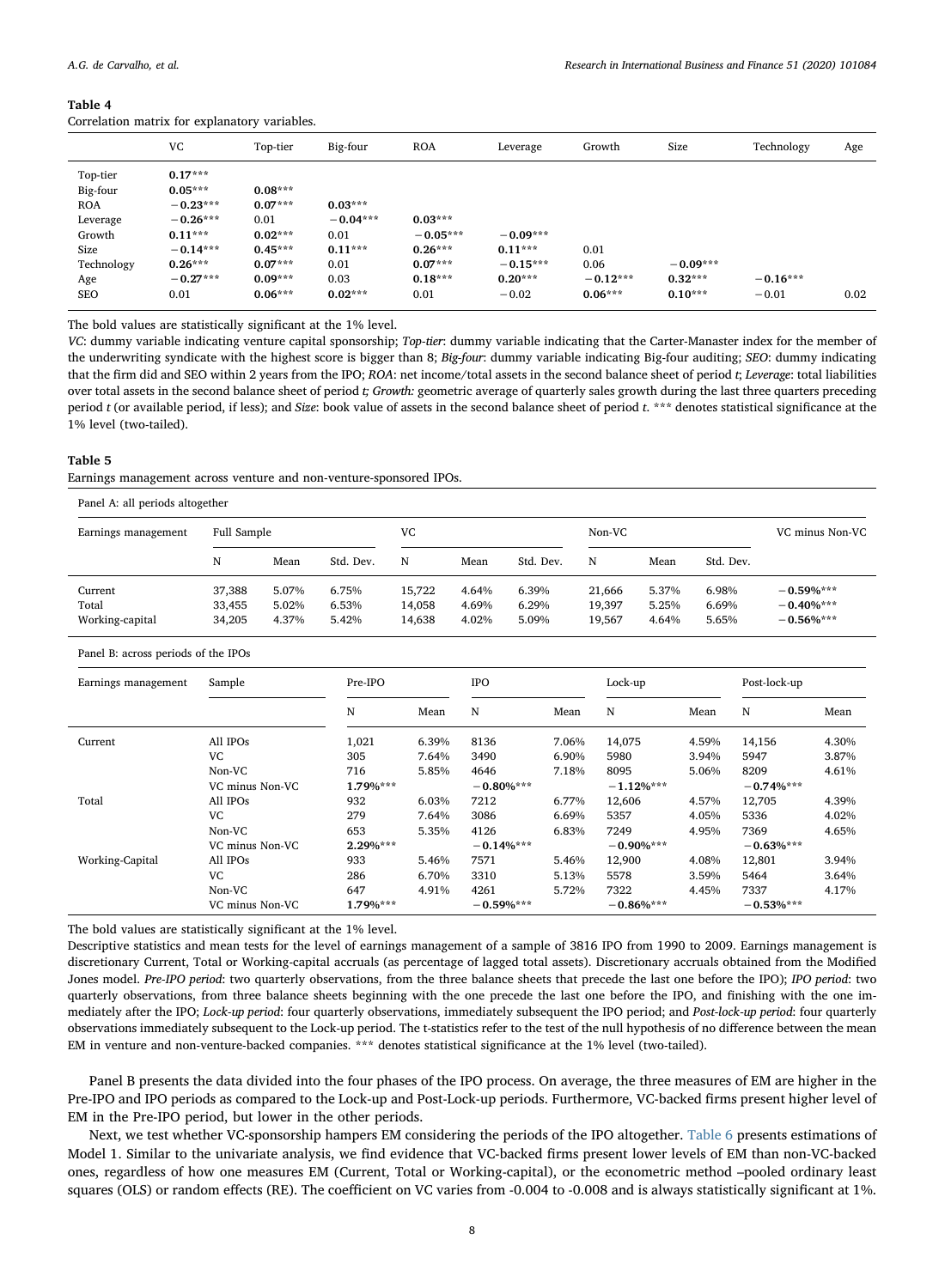**Table 4**
Correlation matrix for explanatory variables.

| | VC | Top-tier | Big-four | ROA | Leverage | Growth | Size | Technology | Age |
|---|---|---|---|---|---|---|---|---|---|
| Top-tier | **0.17*** ** | | | | | | | | |
| Big-four | **0.05*** ** | **0.08*** ** | | | | | | | |
| ROA | **−0.23*** ** | **0.07*** ** | **0.03*** ** | | | | | | |
| Leverage | **−0.26*** ** | 0.01 | **−0.04*** ** | **0.03*** ** | | | | | |
| Growth | **0.11*** ** | **0.02*** ** | 0.01 | **−0.05*** ** | **−0.09*** ** | | | | |
| Size | **−0.14*** ** | **0.45*** ** | **0.11*** ** | **0.26*** ** | **0.11*** ** | 0.01 | | | |
| Technology | **0.26*** ** | **0.07*** ** | 0.01 | **0.07*** ** | **−0.15*** ** | 0.06 | **−0.09*** ** | | |
| Age | **−0.27*** ** | **0.09*** ** | 0.03 | **0.18*** ** | **0.20*** ** | **−0.12*** ** | **0.32*** ** | **−0.16*** ** | |
| SEO | 0.01 | **0.06*** ** | **0.02*** ** | 0.01 | −0.02 | **0.06*** ** | **0.10*** ** | −0.01 | 0.02 |

The bold values are statistically significant at the 1% level.

*VC*: dummy variable indicating venture capital sponsorship; *Top-tier*: dummy variable indicating that the Carter-Manaster index for the member of the underwriting syndicate with the highest score is bigger than 8; *Big-four*: dummy variable indicating Big-four auditing; *SEO*: dummy indicating that the firm did and SEO within 2 years from the IPO; *ROA*: net income/total assets in the second balance sheet of period *t*; *Leverage*: total liabilities over total assets in the second balance sheet of period *t; Growth:* geometric average of quarterly sales growth during the last three quarters preceding period *t* (or available period, if less); and *Size*: book value of assets in the second balance sheet of period *t*. *** denotes statistical significance at the 1% level (two-tailed).

**Table 5**
Earnings management across venture and non-venture-sponsored IPOs.

Panel A: all periods altogether

| Earnings management | Full Sample | | | VC | | | Non-VC | | | VC minus Non-VC |
|---|---|---|---|---|---|---|---|---|---|---|
| | N | Mean | Std. Dev. | N | Mean | Std. Dev. | N | Mean | Std. Dev. | |
| Current | 37,388 | 5.07% | 6.75% | 15,722 | 4.64% | 6.39% | 21,666 | 5.37% | 6.98% | **−0.59%*** ** |
| Total | 33,455 | 5.02% | 6.53% | 14,058 | 4.69% | 6.29% | 19,397 | 5.25% | 6.69% | **−0.40%*** ** |
| Working-capital | 34,205 | 4.37% | 5.42% | 14,638 | 4.02% | 5.09% | 19,567 | 4.64% | 5.65% | **−0.56%*** ** |

Panel B: across periods of the IPOs

| Earnings management | Sample | Pre-IPO | | IPO | | Lock-up | | Post-lock-up | |
|---|---|---|---|---|---|---|---|---|---|
| | | N | Mean | N | Mean | N | Mean | N | Mean |
| Current | All IPOs | 1,021 | 6.39% | 8136 | 7.06% | 14,075 | 4.59% | 14,156 | 4.30% |
| | VC | 305 | 7.64% | 3490 | 6.90% | 5980 | 3.94% | 5947 | 3.87% |
| | Non-VC | 716 | 5.85% | 4646 | 7.18% | 8095 | 5.06% | 8209 | 4.61% |
| | VC minus Non-VC | **1.79%*** ** | | **−0.80%*** ** | | **−1.12%*** ** | | **−0.74%*** ** | |
| Total | All IPOs | 932 | 6.03% | 7212 | 6.77% | 12,606 | 4.57% | 12,705 | 4.39% |
| | VC | 279 | 7.64% | 3086 | 6.69% | 5357 | 4.05% | 5336 | 4.02% |
| | Non-VC | 653 | 5.35% | 4126 | 6.83% | 7249 | 4.95% | 7369 | 4.65% |
| | VC minus Non-VC | **2.29%*** ** | | **−0.14%*** ** | | **−0.90%*** ** | | **−0.63%*** ** | |
| Working-Capital | All IPOs | 933 | 5.46% | 7571 | 5.46% | 12,900 | 4.08% | 12,801 | 3.94% |
| | VC | 286 | 6.70% | 3310 | 5.13% | 5578 | 3.59% | 5464 | 3.64% |
| | Non-VC | 647 | 4.91% | 4261 | 5.72% | 7322 | 4.45% | 7337 | 4.17% |
| | VC minus Non-VC | **1.79%*** ** | | **−0.59%*** ** | | **−0.86%*** ** | | **−0.53%*** ** | |

The bold values are statistically significant at the 1% level.

Descriptive statistics and mean tests for the level of earnings management of a sample of 3816 IPO from 1990 to 2009. Earnings management is discretionary Current, Total or Working-capital accruals (as percentage of lagged total assets). Discretionary accruals obtained from the Modified Jones model. *Pre-IPO period*: two quarterly observations, from the three balance sheets that precede the last one before the IPO); *IPO period*: two quarterly observations, from three balance sheets beginning with the one precede the last one before the IPO, and finishing with the one immediately after the IPO; *Lock-up period*: four quarterly observations, immediately subsequent the IPO period; and *Post-lock-up period*: four quarterly observations immediately subsequent to the Lock-up period. The t-statistics refer to the test of the null hypothesis of no difference between the mean EM in venture and non-venture-backed companies. *** denotes statistical significance at the 1% level (two-tailed).

Panel B presents the data divided into the four phases of the IPO process. On average, the three measures of EM are higher in the Pre-IPO and IPO periods as compared to the Lock-up and Post-Lock-up periods. Furthermore, VC-backed firms present higher level of EM in the Pre-IPO period, but lower in the other periods.

Next, we test whether VC-sponsorship hampers EM considering the periods of the IPO altogether. Table 6 presents estimations of Model 1. Similar to the univariate analysis, we find evidence that VC-backed firms present lower levels of EM than non-VC-backed ones, regardless of how one measures EM (Current, Total or Working-capital), or the econometric method –pooled ordinary least squares (OLS) or random effects (RE). The coefficient on VC varies from -0.004 to -0.008 and is always statistically significant at 1%.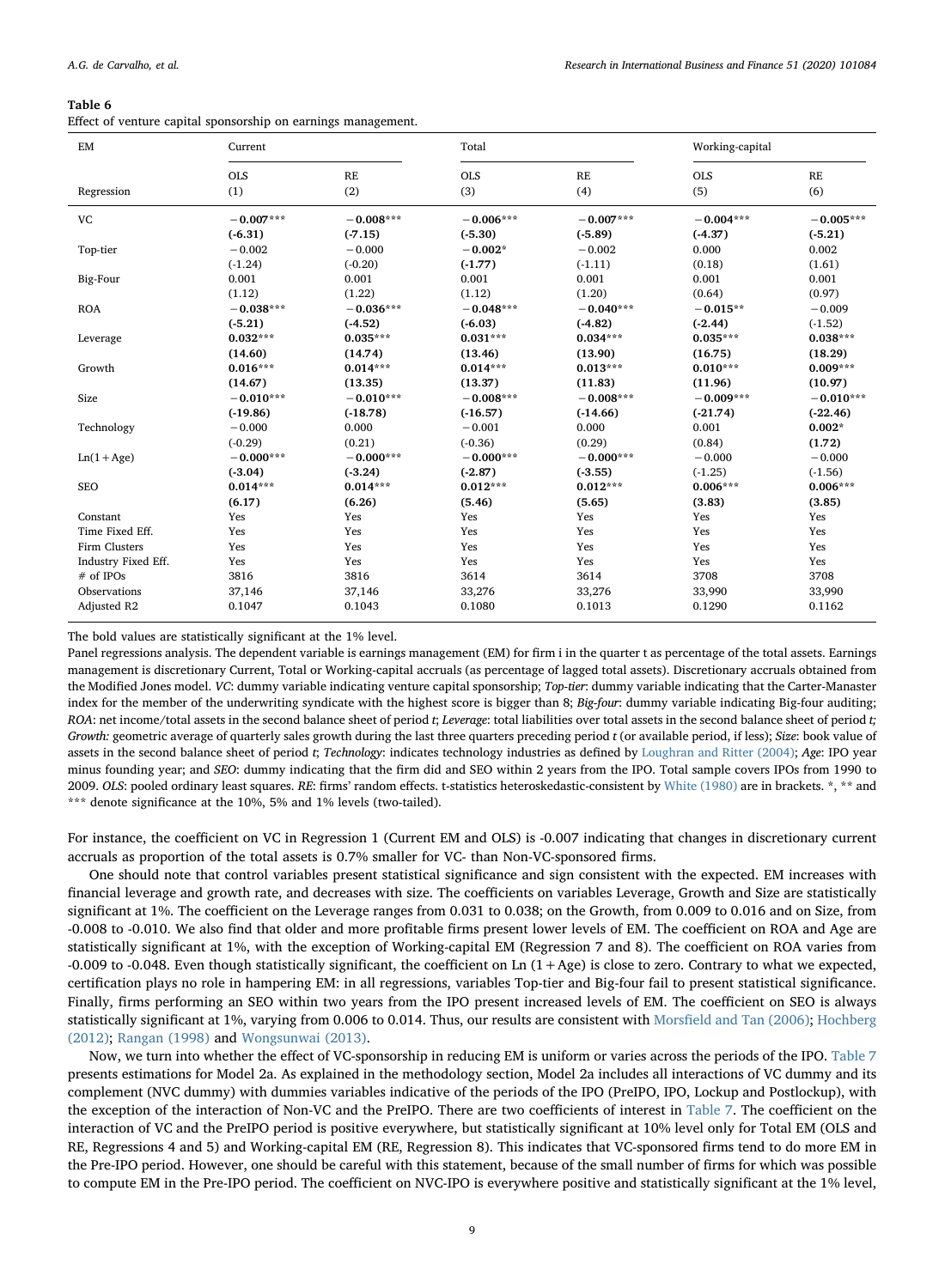**Table 6**
Effect of venture capital sponsorship on earnings management.

| EM | Current | | Total | | Working-capital | |
|---|---|---|---|---|---|---|
| | OLS | RE | OLS | RE | OLS | RE |
| Regression | (1) | (2) | (3) | (4) | (5) | (6) |
| VC | **−0.007\*\*\*** | **−0.008\*\*\*** | **−0.006\*\*\*** | **−0.007\*\*\*** | **−0.004\*\*\*** | **−0.005\*\*\*** |
| | **(-6.31)** | **(-7.15)** | **(-5.30)** | **(-5.89)** | **(-4.37)** | **(-5.21)** |
| Top-tier | −0.002 | −0.000 | **−0.002\*** | −0.002 | 0.000 | 0.002 |
| | (-1.24) | (-0.20) | **(-1.77)** | (-1.11) | (0.18) | (1.61) |
| Big-Four | 0.001 | 0.001 | 0.001 | 0.001 | 0.001 | 0.001 |
| | (1.12) | (1.22) | (1.12) | (1.20) | (0.64) | (0.97) |
| ROA | **−0.038\*\*\*** | **−0.036\*\*\*** | **−0.048\*\*\*** | **−0.040\*\*\*** | **−0.015\*\*** | −0.009 |
| | **(-5.21)** | **(-4.52)** | **(-6.03)** | **(-4.82)** | **(-2.44)** | (-1.52) |
| Leverage | **0.032\*\*\*** | **0.035\*\*\*** | **0.031\*\*\*** | **0.034\*\*\*** | **0.035\*\*\*** | **0.038\*\*\*** |
| | **(14.60)** | **(14.74)** | **(13.46)** | **(13.90)** | **(16.75)** | **(18.29)** |
| Growth | **0.016\*\*\*** | **0.014\*\*\*** | **0.014\*\*\*** | **0.013\*\*\*** | **0.010\*\*\*** | **0.009\*\*\*** |
| | **(14.67)** | **(13.35)** | **(13.37)** | **(11.83)** | **(11.96)** | **(10.97)** |
| Size | **−0.010\*\*\*** | **−0.010\*\*\*** | **−0.008\*\*\*** | **−0.008\*\*\*** | **−0.009\*\*\*** | **−0.010\*\*\*** |
| | **(-19.86)** | **(-18.78)** | **(-16.57)** | **(-14.66)** | **(-21.74)** | **(-22.46)** |
| Technology | −0.000 | 0.000 | −0.001 | 0.000 | 0.001 | **0.002\*** |
| | (-0.29) | (0.21) | (-0.36) | (0.29) | (0.84) | **(1.72)** |
| Ln(1 + Age) | **−0.000\*\*\*** | **−0.000\*\*\*** | **−0.000\*\*\*** | **−0.000\*\*\*** | −0.000 | −0.000 |
| | **(-3.04)** | **(-3.24)** | **(-2.87)** | **(-3.55)** | (-1.25) | (-1.56) |
| SEO | **0.014\*\*\*** | **0.014\*\*\*** | **0.012\*\*\*** | **0.012\*\*\*** | **0.006\*\*\*** | **0.006\*\*\*** |
| | **(6.17)** | **(6.26)** | **(5.46)** | **(5.65)** | **(3.83)** | **(3.85)** |
| Constant | Yes | Yes | Yes | Yes | Yes | Yes |
| Time Fixed Eff. | Yes | Yes | Yes | Yes | Yes | Yes |
| Firm Clusters | Yes | Yes | Yes | Yes | Yes | Yes |
| Industry Fixed Eff. | Yes | Yes | Yes | Yes | Yes | Yes |
| # of IPOs | 3816 | 3816 | 3614 | 3614 | 3708 | 3708 |
| Observations | 37,146 | 37,146 | 33,276 | 33,276 | 33,990 | 33,990 |
| Adjusted R2 | 0.1047 | 0.1043 | 0.1080 | 0.1013 | 0.1290 | 0.1162 |

The bold values are statistically significant at the 1% level.

Panel regressions analysis. The dependent variable is earnings management (EM) for firm i in the quarter t as percentage of the total assets. Earnings management is discretionary Current, Total or Working-capital accruals (as percentage of lagged total assets). Discretionary accruals obtained from the Modified Jones model. *VC*: dummy variable indicating venture capital sponsorship; *Top-tier*: dummy variable indicating that the Carter-Manaster index for the member of the underwriting syndicate with the highest score is bigger than 8; *Big-four*: dummy variable indicating Big-four auditing; *ROA*: net income/total assets in the second balance sheet of period *t*; *Leverage*: total liabilities over total assets in the second balance sheet of period *t; Growth:* geometric average of quarterly sales growth during the last three quarters preceding period *t* (or available period, if less); *Size*: book value of assets in the second balance sheet of period *t*; *Technology*: indicates technology industries as defined by Loughran and Ritter (2004); *Age*: IPO year minus founding year; and *SEO*: dummy indicating that the firm did and SEO within 2 years from the IPO. Total sample covers IPOs from 1990 to 2009. *OLS*: pooled ordinary least squares. *RE*: firms' random effects. t-statistics heteroskedastic-consistent by White (1980) are in brackets. \*, \*\* and \*\*\* denote significance at the 10%, 5% and 1% levels (two-tailed).

For instance, the coefficient on VC in Regression 1 (Current EM and OLS) is -0.007 indicating that changes in discretionary current accruals as proportion of the total assets is 0.7% smaller for VC- than Non-VC-sponsored firms.

One should note that control variables present statistical significance and sign consistent with the expected. EM increases with financial leverage and growth rate, and decreases with size. The coefficients on variables Leverage, Growth and Size are statistically significant at 1%. The coefficient on the Leverage ranges from 0.031 to 0.038; on the Growth, from 0.009 to 0.016 and on Size, from -0.008 to -0.010. We also find that older and more profitable firms present lower levels of EM. The coefficient on ROA and Age are statistically significant at 1%, with the exception of Working-capital EM (Regression 7 and 8). The coefficient on ROA varies from -0.009 to -0.048. Even though statistically significant, the coefficient on Ln (1 + Age) is close to zero. Contrary to what we expected, certification plays no role in hampering EM: in all regressions, variables Top-tier and Big-four fail to present statistical significance. Finally, firms performing an SEO within two years from the IPO present increased levels of EM. The coefficient on SEO is always statistically significant at 1%, varying from 0.006 to 0.014. Thus, our results are consistent with Morsfield and Tan (2006); Hochberg (2012); Rangan (1998) and Wongsunwai (2013).

Now, we turn into whether the effect of VC-sponsorship in reducing EM is uniform or varies across the periods of the IPO. Table 7 presents estimations for Model 2a. As explained in the methodology section, Model 2a includes all interactions of VC dummy and its complement (NVC dummy) with dummies variables indicative of the periods of the IPO (PreIPO, IPO, Lockup and Postlockup), with the exception of the interaction of Non-VC and the PreIPO. There are two coefficients of interest in Table 7. The coefficient on the interaction of VC and the PreIPO period is positive everywhere, but statistically significant at 10% level only for Total EM (OLS and RE, Regressions 4 and 5) and Working-capital EM (RE, Regression 8). This indicates that VC-sponsored firms tend to do more EM in the Pre-IPO period. However, one should be careful with this statement, because of the small number of firms for which was possible to compute EM in the Pre-IPO period. The coefficient on NVC-IPO is everywhere positive and statistically significant at the 1% level,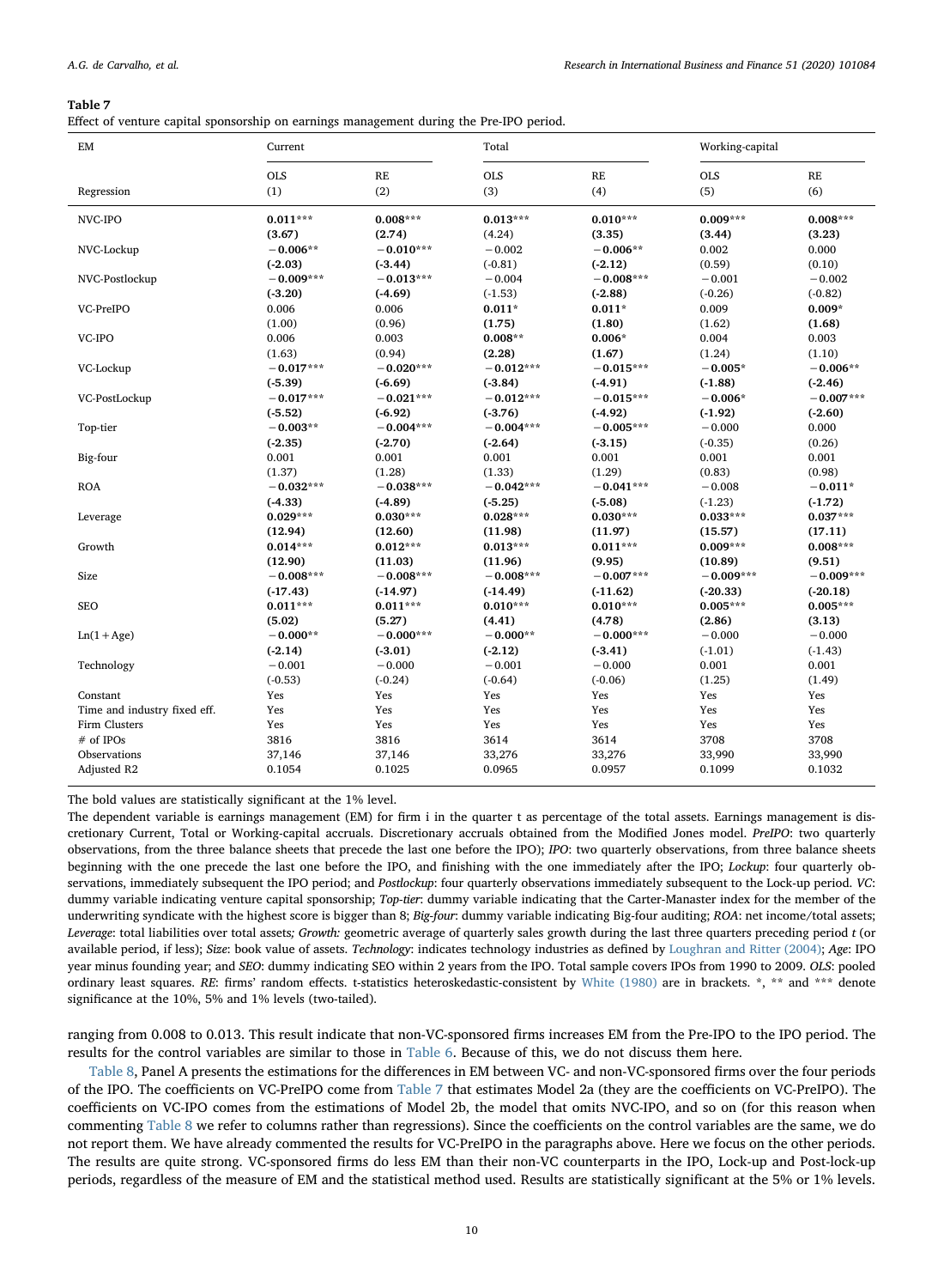**Table 7**

Effect of venture capital sponsorship on earnings management during the Pre-IPO period.

| EM | Current | | Total | | Working-capital | |
|---|---|---|---|---|---|---|
| | OLS | RE | OLS | RE | OLS | RE |
| Regression | (1) | (2) | (3) | (4) | (5) | (6) |
| NVC-IPO | **0.011*****<br>**(3.67)** | **0.008*****<br>**(2.74)** | **0.013*****<br>(4.24) | **0.010*****<br>**(3.35)** | **0.009*****<br>**(3.44)** | **0.008*****<br>**(3.23)** |
| NVC-Lockup | **−0.006****<br>**(-2.03)** | **−0.010*****<br>**(-3.44)** | −0.002<br>(-0.81) | **−0.006****<br>**(-2.12)** | 0.002<br>(0.59) | 0.000<br>(0.10) |
| NVC-Postlockup | **−0.009*****<br>**(-3.20)** | **−0.013*****<br>**(-4.69)** | −0.004<br>(-1.53) | **−0.008*****<br>**(-2.88)** | −0.001<br>(-0.26) | −0.002<br>(-0.82) |
| VC-PreIPO | 0.006<br>(1.00) | 0.006<br>(0.96) | **0.011***<br>**(1.75)** | **0.011***<br>**(1.80)** | 0.009<br>(1.62) | **0.009***<br>**(1.68)** |
| VC-IPO | 0.006<br>(1.63) | 0.003<br>(0.94) | **0.008****<br>**(2.28)** | **0.006***<br>**(1.67)** | 0.004<br>(1.24) | 0.003<br>(1.10) |
| VC-Lockup | **−0.017*****<br>**(-5.39)** | **−0.020*****<br>**(-6.69)** | **−0.012*****<br>**(-3.84)** | **−0.015*****<br>**(-4.91)** | **−0.005***<br>**(-1.88)** | **−0.006****<br>**(-2.46)** |
| VC-PostLockup | **−0.017*****<br>**(-5.52)** | **−0.021*****<br>**(-6.92)** | **−0.012*****<br>**(-3.76)** | **−0.015*****<br>**(-4.92)** | **−0.006***<br>**(-1.92)** | **−0.007*****<br>**(-2.60)** |
| Top-tier | **−0.003****<br>**(-2.35)** | **−0.004*****<br>**(-2.70)** | **−0.004*****<br>**(-2.64)** | **−0.005*****<br>**(-3.15)** | −0.000<br>(-0.35) | 0.000<br>(0.26) |
| Big-four | 0.001<br>(1.37) | 0.001<br>(1.28) | 0.001<br>(1.33) | 0.001<br>(1.29) | 0.001<br>(0.83) | 0.001<br>(0.98) |
| ROA | **−0.032*****<br>**(-4.33)** | **−0.038*****<br>**(-4.89)** | **−0.042*****<br>**(-5.25)** | **−0.041*****<br>**(-5.08)** | −0.008<br>(-1.23) | **−0.011***<br>**(-1.72)** |
| Leverage | **0.029*****<br>**(12.94)** | **0.030*****<br>**(12.60)** | **0.028*****<br>**(11.98)** | **0.030*****<br>**(11.97)** | **0.033*****<br>**(15.57)** | **0.037*****<br>**(17.11)** |
| Growth | **0.014*****<br>**(12.90)** | **0.012*****<br>**(11.03)** | **0.013*****<br>**(11.96)** | **0.011*****<br>**(9.95)** | **0.009*****<br>**(10.89)** | **0.008*****<br>**(9.51)** |
| Size | **−0.008*****<br>**(-17.43)** | **−0.008*****<br>**(-14.97)** | **−0.008*****<br>**(-14.49)** | **−0.007*****<br>**(-11.62)** | **−0.009*****<br>**(-20.33)** | **−0.009*****<br>**(-20.18)** |
| SEO | **0.011*****<br>**(5.02)** | **0.011*****<br>**(5.27)** | **0.010*****<br>**(4.41)** | **0.010*****<br>**(4.78)** | **0.005*****<br>**(2.86)** | **0.005*****<br>**(3.13)** |
| Ln(1 + Age) | **−0.000****<br>**(-2.14)** | **−0.000*****<br>**(-3.01)** | **−0.000****<br>**(-2.12)** | **−0.000*****<br>**(-3.41)** | −0.000<br>(-1.01) | −0.000<br>(-1.43) |
| Technology | −0.001<br>(-0.53) | −0.000<br>(-0.24) | −0.001<br>(-0.64) | −0.000<br>(-0.06) | 0.001<br>(1.25) | 0.001<br>(1.49) |
| Constant | Yes | Yes | Yes | Yes | Yes | Yes |
| Time and industry fixed eff. | Yes | Yes | Yes | Yes | Yes | Yes |
| Firm Clusters | Yes | Yes | Yes | Yes | Yes | Yes |
| # of IPOs | 3816 | 3816 | 3614 | 3614 | 3708 | 3708 |
| Observations | 37,146 | 37,146 | 33,276 | 33,276 | 33,990 | 33,990 |
| Adjusted R2 | 0.1054 | 0.1025 | 0.0965 | 0.0957 | 0.1099 | 0.1032 |

The bold values are statistically significant at the 1% level.

The dependent variable is earnings management (EM) for firm i in the quarter t as percentage of the total assets. Earnings management is discretionary Current, Total or Working-capital accruals. Discretionary accruals obtained from the Modified Jones model. *PreIPO*: two quarterly observations, from the three balance sheets that precede the last one before the IPO); *IPO*: two quarterly observations, from three balance sheets beginning with the one precede the last one before the IPO, and finishing with the one immediately after the IPO; *Lockup*: four quarterly observations, immediately subsequent the IPO period; and *Postlockup*: four quarterly observations immediately subsequent to the Lock-up period. *VC*: dummy variable indicating venture capital sponsorship; *Top-tier*: dummy variable indicating that the Carter-Manaster index for the member of the underwriting syndicate with the highest score is bigger than 8; *Big-four*: dummy variable indicating Big-four auditing; *ROA*: net income/total assets; *Leverage*: total liabilities over total assets*; Growth:* geometric average of quarterly sales growth during the last three quarters preceding period *t* (or available period, if less); *Size*: book value of assets. *Technology*: indicates technology industries as defined by Loughran and Ritter (2004); *Age*: IPO year minus founding year; and *SEO*: dummy indicating SEO within 2 years from the IPO. Total sample covers IPOs from 1990 to 2009. *OLS*: pooled ordinary least squares. *RE*: firms' random effects. t-statistics heteroskedastic-consistent by White (1980) are in brackets. *, ** and *** denote significance at the 10%, 5% and 1% levels (two-tailed).

ranging from 0.008 to 0.013. This result indicate that non-VC-sponsored firms increases EM from the Pre-IPO to the IPO period. The results for the control variables are similar to those in Table 6. Because of this, we do not discuss them here.

Table 8, Panel A presents the estimations for the differences in EM between VC- and non-VC-sponsored firms over the four periods of the IPO. The coefficients on VC-PreIPO come from Table 7 that estimates Model 2a (they are the coefficients on VC-PreIPO). The coefficients on VC-IPO comes from the estimations of Model 2b, the model that omits NVC-IPO, and so on (for this reason when commenting Table 8 we refer to columns rather than regressions). Since the coefficients on the control variables are the same, we do not report them. We have already commented the results for VC-PreIPO in the paragraphs above. Here we focus on the other periods. The results are quite strong. VC-sponsored firms do less EM than their non-VC counterparts in the IPO, Lock-up and Post-lock-up periods, regardless of the measure of EM and the statistical method used. Results are statistically significant at the 5% or 1% levels.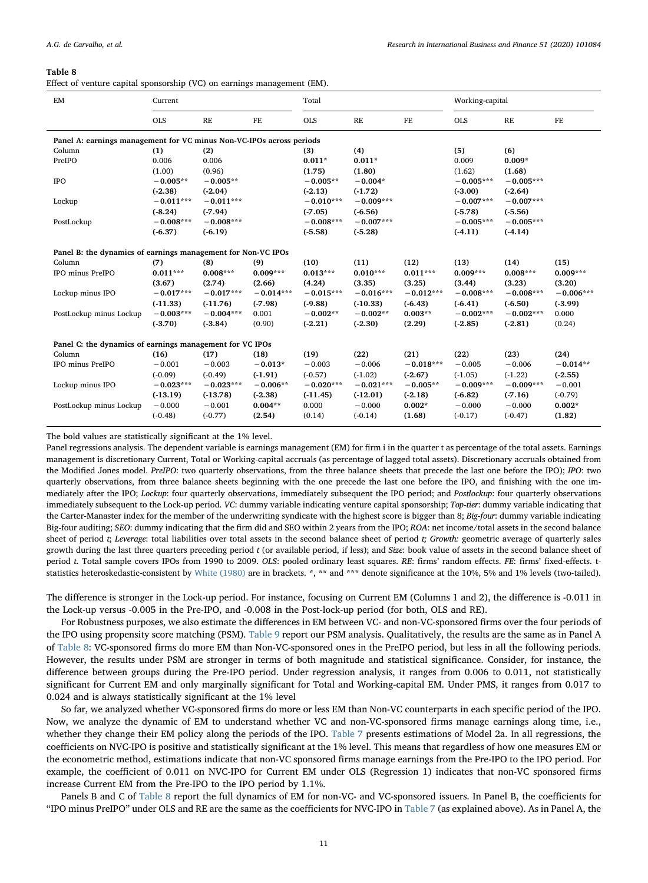**Table 8**
Effect of venture capital sponsorship (VC) on earnings management (EM).

| EM | Current | | | Total | | | Working-capital | | |
|---|---|---|---|---|---|---|---|---|---|
| | OLS | RE | FE | OLS | RE | FE | OLS | RE | FE |
| **Panel A: earnings management for VC minus Non-VC-IPOs across periods** | | | | | | | | | |
| Column | (1) | (2) | | (3) | (4) | | (5) | (6) | |
| PreIPO | 0.006 | 0.006 | | **0.011*** | **0.011*** | | 0.009 | **0.009*** | |
| | (1.00) | (0.96) | | **(1.75)** | **(1.80)** | | (1.62) | **(1.68)** | |
| IPO | **−0.005**** | **−0.005**** | | **−0.005**** | **−0.004*** | | **−0.005***** | **−0.005***** | |
| | **(-2.38)** | **(-2.04)** | | **(-2.13)** | **(-1.72)** | | **(-3.00)** | **(-2.64)** | |
| Lockup | **−0.011***** | **−0.011***** | | **−0.010***** | **−0.009***** | | **−0.007***** | **−0.007***** | |
| | **(-8.24)** | **(-7.94)** | | **(-7.05)** | **(-6.56)** | | **(-5.78)** | **(-5.56)** | |
| PostLockup | **−0.008***** | **−0.008***** | | **−0.008***** | **−0.007***** | | **−0.005***** | **−0.005***** | |
| | **(-6.37)** | **(-6.19)** | | **(-5.58)** | **(-5.28)** | | **(-4.11)** | **(-4.14)** | |
| **Panel B: the dynamics of earnings management for Non-VC IPOs** | | | | | | | | | |
| Column | (7) | (8) | (9) | (10) | (11) | (12) | (13) | (14) | (15) |
| IPO minus PreIPO | **0.011***** | **0.008***** | **0.009***** | **0.013***** | **0.010***** | **0.011***** | **0.009***** | **0.008***** | **0.009***** |
| | **(3.67)** | **(2.74)** | **(2.66)** | **(4.24)** | **(3.35)** | **(3.25)** | **(3.44)** | **(3.23)** | **(3.20)** |
| Lockup minus IPO | **−0.017***** | **−0.017***** | **−0.014***** | **−0.015***** | **−0.016***** | **−0.012***** | **−0.008***** | **−0.008***** | **−0.006***** |
| | **(-11.33)** | **(-11.76)** | **(-7.98)** | **(-9.88)** | **(-10.33)** | **(-6.43)** | **(-6.41)** | **(-6.50)** | **(-3.99)** |
| PostLockup minus Lockup | **−0.003***** | **−0.004***** | 0.001 | **−0.002**** | **−0.002**** | **0.003**** | **−0.002***** | **−0.002***** | 0.000 |
| | **(-3.70)** | **(-3.84)** | (0.90) | **(-2.21)** | **(-2.30)** | **(2.29)** | **(-2.85)** | **(-2.81)** | (0.24) |
| **Panel C: the dynamics of earnings management for VC IPOs** | | | | | | | | | |
| Column | (16) | (17) | (18) | (19) | (22) | (21) | (22) | (23) | (24) |
| IPO minus PreIPO | −0.001 | −0.003 | **−0.013*** | −0.003 | −0.006 | **−0.018***** | −0.005 | −0.006 | **−0.014**** |
| | (-0.09) | (-0.49) | **(-1.91)** | (-0.57) | (-1.02) | **(-2.67)** | (-1.05) | (-1.22) | **(-2.55)** |
| Lockup minus IPO | **−0.023***** | **−0.023***** | **−0.006**** | **−0.020***** | **−0.021***** | **−0.005**** | **−0.009***** | **−0.009***** | −0.001 |
| | **(-13.19)** | **(-13.78)** | **(-2.38)** | **(-11.45)** | **(-12.01)** | **(-2.18)** | **(-6.82)** | **(-7.16)** | (-0.79) |
| PostLockup minus Lockup | −0.000 | −0.001 | **0.004**** | 0.000 | −0.000 | **0.002*** | −0.000 | −0.000 | **0.002*** |
| | (-0.48) | (-0.77) | **(2.54)** | (0.14) | (-0.14) | **(1.68)** | (-0.17) | (-0.47) | **(1.82)** |

The bold values are statistically significant at the 1% level.

Panel regressions analysis. The dependent variable is earnings management (EM) for firm i in the quarter t as percentage of the total assets. Earnings management is discretionary Current, Total or Working-capital accruals (as percentage of lagged total assets). Discretionary accruals obtained from the Modified Jones model. *PreIPO*: two quarterly observations, from the three balance sheets that precede the last one before the IPO); *IPO*: two quarterly observations, from three balance sheets beginning with the one precede the last one before the IPO, and finishing with the one immediately after the IPO; *Lockup*: four quarterly observations, immediately subsequent the IPO period; and *Postlockup*: four quarterly observations immediately subsequent to the Lock-up period. *VC*: dummy variable indicating venture capital sponsorship; *Top-tier*: dummy variable indicating that the Carter-Manaster index for the member of the underwriting syndicate with the highest score is bigger than 8; *Big-four*: dummy variable indicating Big-four auditing; *SEO*: dummy indicating that the firm did and SEO within 2 years from the IPO; *ROA*: net income/total assets in the second balance sheet of period *t*; *Leverage*: total liabilities over total assets in the second balance sheet of period *t; Growth:* geometric average of quarterly sales growth during the last three quarters preceding period *t* (or available period, if less); and *Size*: book value of assets in the second balance sheet of period *t*. Total sample covers IPOs from 1990 to 2009. *OLS*: pooled ordinary least squares. *RE*: firms' random effects. *FE*: firms' fixed-effects. t-statistics heteroskedastic-consistent by White (1980) are in brackets. *, ** and *** denote significance at the 10%, 5% and 1% levels (two-tailed).

The difference is stronger in the Lock-up period. For instance, focusing on Current EM (Columns 1 and 2), the difference is -0.011 in the Lock-up versus -0.005 in the Pre-IPO, and -0.008 in the Post-lock-up period (for both, OLS and RE).

For Robustness purposes, we also estimate the differences in EM between VC- and non-VC-sponsored firms over the four periods of the IPO using propensity score matching (PSM). Table 9 report our PSM analysis. Qualitatively, the results are the same as in Panel A of Table 8: VC-sponsored firms do more EM than Non-VC-sponsored ones in the PreIPO period, but less in all the following periods. However, the results under PSM are stronger in terms of both magnitude and statistical significance. Consider, for instance, the difference between groups during the Pre-IPO period. Under regression analysis, it ranges from 0.006 to 0.011, not statistically significant for Current EM and only marginally significant for Total and Working-capital EM. Under PMS, it ranges from 0.017 to 0.024 and is always statistically significant at the 1% level

So far, we analyzed whether VC-sponsored firms do more or less EM than Non-VC counterparts in each specific period of the IPO. Now, we analyze the dynamic of EM to understand whether VC and non-VC-sponsored firms manage earnings along time, i.e., whether they change their EM policy along the periods of the IPO. Table 7 presents estimations of Model 2a. In all regressions, the coefficients on NVC-IPO is positive and statistically significant at the 1% level. This means that regardless of how one measures EM or the econometric method, estimations indicate that non-VC sponsored firms manage earnings from the Pre-IPO to the IPO period. For example, the coefficient of 0.011 on NVC-IPO for Current EM under OLS (Regression 1) indicates that non-VC sponsored firms increase Current EM from the Pre-IPO to the IPO period by 1.1%.

Panels B and C of Table 8 report the full dynamics of EM for non-VC- and VC-sponsored issuers. In Panel B, the coefficients for "IPO minus PreIPO" under OLS and RE are the same as the coefficients for NVC-IPO in Table 7 (as explained above). As in Panel A, the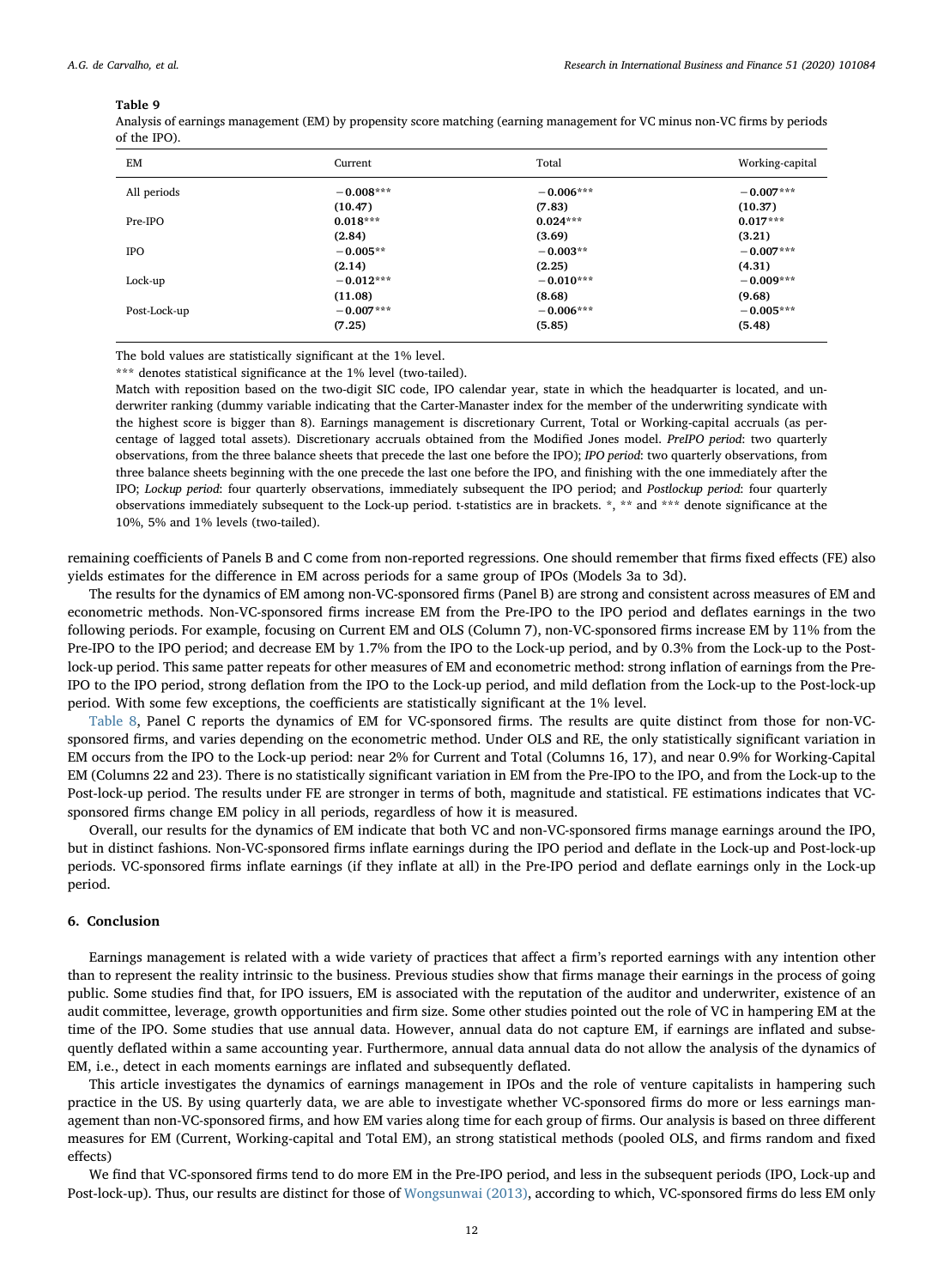**Table 9**

Analysis of earnings management (EM) by propensity score matching (earning management for VC minus non-VC firms by periods of the IPO).

| EM | Current | Total | Working-capital |
|---|---|---|---|
| All periods | **−0.008***** | **−0.006***** | **−0.007***** |
| | **(10.47)** | **(7.83)** | **(10.37)** |
| Pre-IPO | **0.018***** | **0.024***** | **0.017***** |
| | **(2.84)** | **(3.69)** | **(3.21)** |
| IPO | −0.005** | −0.003** | **−0.007***** |
| | (2.14) | (2.25) | **(4.31)** |
| Lock-up | **−0.012***** | **−0.010***** | **−0.009***** |
| | **(11.08)** | **(8.68)** | **(9.68)** |
| Post-Lock-up | **−0.007***** | **−0.006***** | **−0.005***** |
| | **(7.25)** | **(5.85)** | **(5.48)** |

The bold values are statistically significant at the 1% level.

*** denotes statistical significance at the 1% level (two-tailed).

Match with reposition based on the two-digit SIC code, IPO calendar year, state in which the headquarter is located, and underwriter ranking (dummy variable indicating that the Carter-Manaster index for the member of the underwriting syndicate with the highest score is bigger than 8). Earnings management is discretionary Current, Total or Working-capital accruals (as percentage of lagged total assets). Discretionary accruals obtained from the Modified Jones model. *PreIPO period*: two quarterly observations, from the three balance sheets that precede the last one before the IPO); *IPO period*: two quarterly observations, from three balance sheets beginning with the one precede the last one before the IPO, and finishing with the one immediately after the IPO; *Lockup period*: four quarterly observations, immediately subsequent the IPO period; and *Postlockup period*: four quarterly observations immediately subsequent to the Lock-up period. t-statistics are in brackets. *, ** and *** denote significance at the 10%, 5% and 1% levels (two-tailed).

remaining coefficients of Panels B and C come from non-reported regressions. One should remember that firms fixed effects (FE) also yields estimates for the difference in EM across periods for a same group of IPOs (Models 3a to 3d).

The results for the dynamics of EM among non-VC-sponsored firms (Panel B) are strong and consistent across measures of EM and econometric methods. Non-VC-sponsored firms increase EM from the Pre-IPO to the IPO period and deflates earnings in the two following periods. For example, focusing on Current EM and OLS (Column 7), non-VC-sponsored firms increase EM by 11% from the Pre-IPO to the IPO period; and decrease EM by 1.7% from the IPO to the Lock-up period, and by 0.3% from the Lock-up to the Post-lock-up period. This same patter repeats for other measures of EM and econometric method: strong inflation of earnings from the Pre-IPO to the IPO period, strong deflation from the IPO to the Lock-up period, and mild deflation from the Lock-up to the Post-lock-up period. With some few exceptions, the coefficients are statistically significant at the 1% level.

Table 8, Panel C reports the dynamics of EM for VC-sponsored firms. The results are quite distinct from those for non-VC-sponsored firms, and varies depending on the econometric method. Under OLS and RE, the only statistically significant variation in EM occurs from the IPO to the Lock-up period: near 2% for Current and Total (Columns 16, 17), and near 0.9% for Working-Capital EM (Columns 22 and 23). There is no statistically significant variation in EM from the Pre-IPO to the IPO, and from the Lock-up to the Post-lock-up period. The results under FE are stronger in terms of both, magnitude and statistical. FE estimations indicates that VC-sponsored firms change EM policy in all periods, regardless of how it is measured.

Overall, our results for the dynamics of EM indicate that both VC and non-VC-sponsored firms manage earnings around the IPO, but in distinct fashions. Non-VC-sponsored firms inflate earnings during the IPO period and deflate in the Lock-up and Post-lock-up periods. VC-sponsored firms inflate earnings (if they inflate at all) in the Pre-IPO period and deflate earnings only in the Lock-up period.

## 6. Conclusion

Earnings management is related with a wide variety of practices that affect a firm's reported earnings with any intention other than to represent the reality intrinsic to the business. Previous studies show that firms manage their earnings in the process of going public. Some studies find that, for IPO issuers, EM is associated with the reputation of the auditor and underwriter, existence of an audit committee, leverage, growth opportunities and firm size. Some other studies pointed out the role of VC in hampering EM at the time of the IPO. Some studies that use annual data. However, annual data do not capture EM, if earnings are inflated and subsequently deflated within a same accounting year. Furthermore, annual data annual data do not allow the analysis of the dynamics of EM, i.e., detect in each moments earnings are inflated and subsequently deflated.

This article investigates the dynamics of earnings management in IPOs and the role of venture capitalists in hampering such practice in the US. By using quarterly data, we are able to investigate whether VC-sponsored firms do more or less earnings management than non-VC-sponsored firms, and how EM varies along time for each group of firms. Our analysis is based on three different measures for EM (Current, Working-capital and Total EM), an strong statistical methods (pooled OLS, and firms random and fixed effects)

We find that VC-sponsored firms tend to do more EM in the Pre-IPO period, and less in the subsequent periods (IPO, Lock-up and Post-lock-up). Thus, our results are distinct for those of Wongsunwai (2013), according to which, VC-sponsored firms do less EM only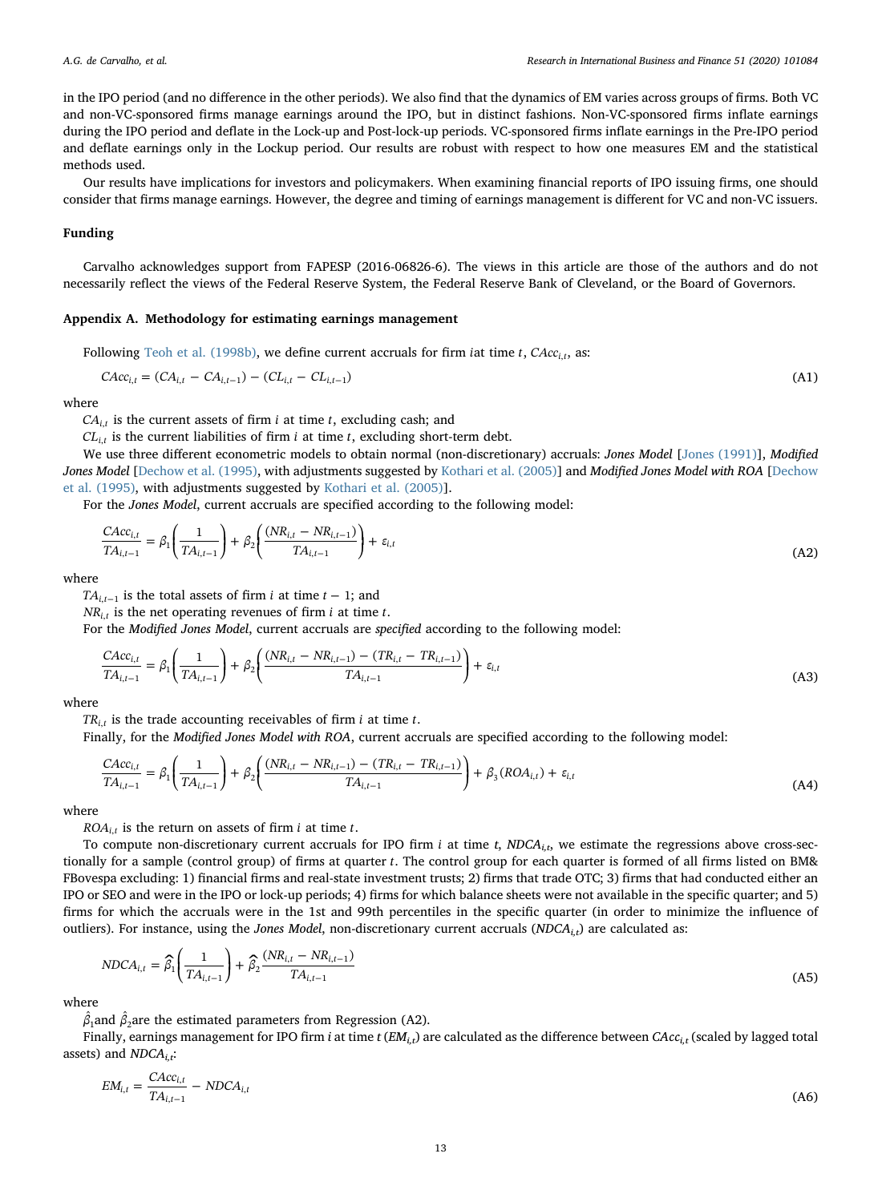in the IPO period (and no difference in the other periods). We also find that the dynamics of EM varies across groups of firms. Both VC and non-VC-sponsored firms manage earnings around the IPO, but in distinct fashions. Non-VC-sponsored firms inflate earnings during the IPO period and deflate in the Lock-up and Post-lock-up periods. VC-sponsored firms inflate earnings in the Pre-IPO period and deflate earnings only in the Lockup period. Our results are robust with respect to how one measures EM and the statistical methods used.

Our results have implications for investors and policymakers. When examining financial reports of IPO issuing firms, one should consider that firms manage earnings. However, the degree and timing of earnings management is different for VC and non-VC issuers.

### Funding

Carvalho acknowledges support from FAPESP (2016-06826-6). The views in this article are those of the authors and do not necessarily reflect the views of the Federal Reserve System, the Federal Reserve Bank of Cleveland, or the Board of Governors.

### Appendix A. Methodology for estimating earnings management

Following Teoh et al. (1998b), we define current accruals for firm $i$at time $t$, $CAcc_{i,t}$, as:

$$CAcc_{i,t} = (CA_{i,t} - CA_{i,t-1}) - (CL_{i,t} - CL_{i,t-1}) \tag{A1}$$

where

$CA_{i,t}$ is the current assets of firm $i$ at time $t$, excluding cash; and

$CL_{i,t}$ is the current liabilities of firm $i$ at time $t$, excluding short-term debt.

We use three different econometric models to obtain normal (non-discretionary) accruals: *Jones Model* [Jones (1991)], *Modified Jones Model* [Dechow et al. (1995), with adjustments suggested by Kothari et al. (2005)] and *Modified Jones Model with ROA* [Dechow et al. (1995), with adjustments suggested by Kothari et al. (2005)].

For the *Jones Model*, current accruals are specified according to the following model:

$$\frac{CAcc_{i,t}}{TA_{i,t-1}} = \beta_1\left(\frac{1}{TA_{i,t-1}}\right) + \beta_2\left(\frac{(NR_{i,t} - NR_{i,t-1})}{TA_{i,t-1}}\right) + \varepsilon_{i,t} \tag{A2}$$

where

$TA_{i,t-1}$ is the total assets of firm $i$ at time $t-1$; and

$NR_{i,t}$ is the net operating revenues of firm $i$ at time $t$.

For the *Modified Jones Model*, current accruals are *specified* according to the following model:

$$\frac{CAcc_{i,t}}{TA_{i,t-1}} = \beta_1\left(\frac{1}{TA_{i,t-1}}\right) + \beta_2\left(\frac{(NR_{i,t} - NR_{i,t-1}) - (TR_{i,t} - TR_{i,t-1})}{TA_{i,t-1}}\right) + \varepsilon_{i,t} \tag{A3}$$

where

$TR_{i,t}$ is the trade accounting receivables of firm $i$ at time $t$.

Finally, for the *Modified Jones Model with ROA*, current accruals are specified according to the following model:

$$\frac{CAcc_{i,t}}{TA_{i,t-1}} = \beta_1\left(\frac{1}{TA_{i,t-1}}\right) + \beta_2\left(\frac{(NR_{i,t} - NR_{i,t-1}) - (TR_{i,t} - TR_{i,t-1})}{TA_{i,t-1}}\right) + \beta_3(ROA_{i,t}) + \varepsilon_{i,t} \tag{A4}$$

where

$ROA_{i,t}$ is the return on assets of firm $i$ at time $t$.

To compute non-discretionary current accruals for IPO firm $i$ at time $t$, $NDCA_{i,t}$, we estimate the regressions above cross-sectionally for a sample (control group) of firms at quarter $t$. The control group for each quarter is formed of all firms listed on BM&FBovespa excluding: 1) financial firms and real-state investment trusts; 2) firms that trade OTC; 3) firms that had conducted either an IPO or SEO and were in the IPO or lock-up periods; 4) firms for which balance sheets were not available in the specific quarter; and 5) firms for which the accruals were in the 1st and 99th percentiles in the specific quarter (in order to minimize the influence of outliers). For instance, using the *Jones Model*, non-discretionary current accruals ($NDCA_{i,t}$) are calculated as:

$$NDCA_{i,t} = \widehat{\beta}_1\left(\frac{1}{TA_{i,t-1}}\right) + \widehat{\beta}_2\frac{(NR_{i,t} - NR_{i,t-1})}{TA_{i,t-1}} \tag{A5}$$

where

$\hat{\beta}_1$and $\hat{\beta}_2$are the estimated parameters from Regression (A2).

Finally, earnings management for IPO firm $i$ at time $t$ ($EM_{i,t}$) are calculated as the difference between $CAcc_{i,t}$ (scaled by lagged total assets) and $NDCA_{i,t}$:

$$EM_{i,t} = \frac{CAcc_{i,t}}{TA_{i,t-1}} - NDCA_{i,t} \tag{A6}$$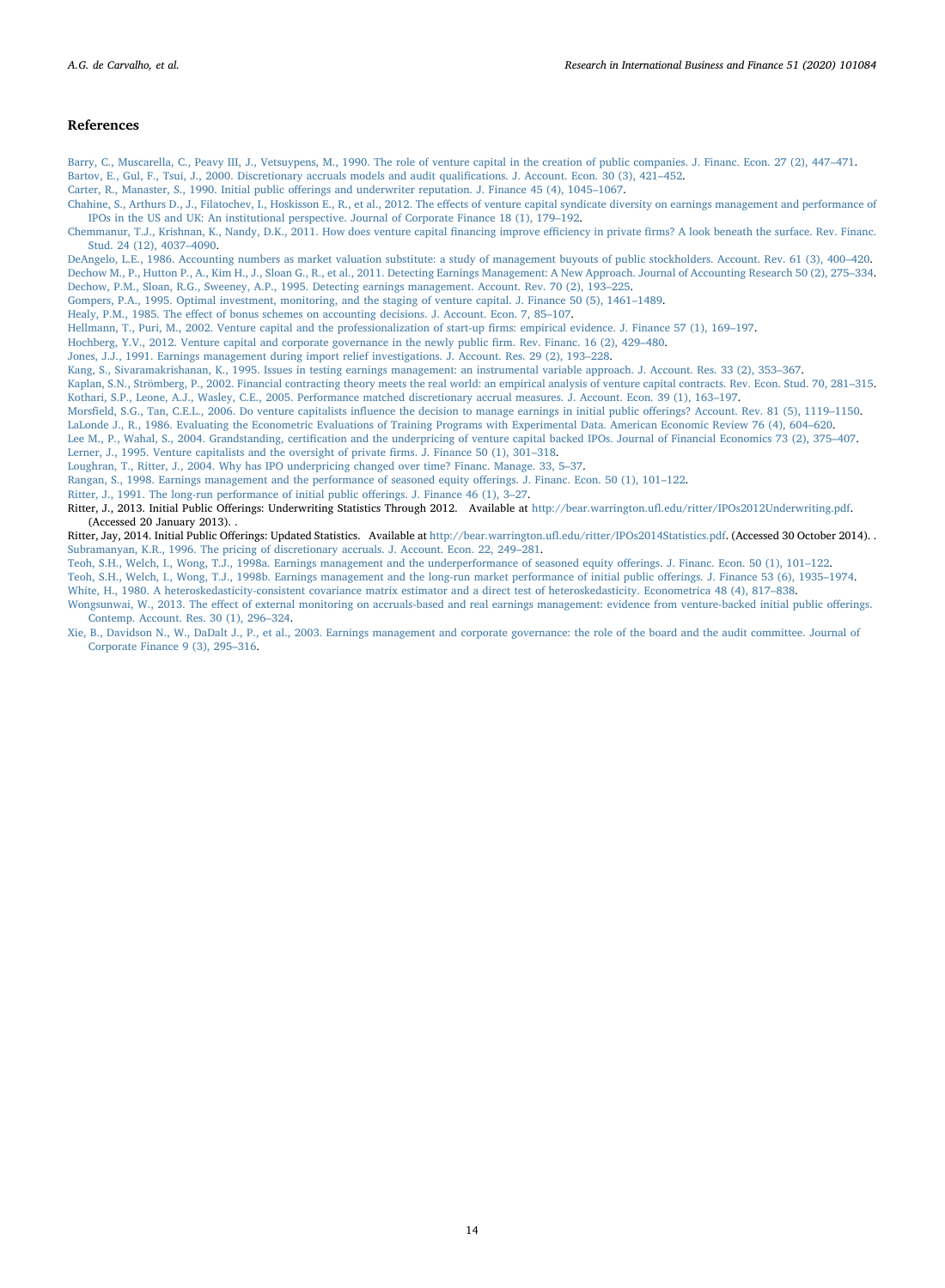## References

Barry, C., Muscarella, C., Peavy III, J., Vetsuypens, M., 1990. The role of venture capital in the creation of public companies. J. Financ. Econ. 27 (2), 447–471.

Bartov, E., Gul, F., Tsui, J., 2000. Discretionary accruals models and audit qualifications. J. Account. Econ. 30 (3), 421–452.

Carter, R., Manaster, S., 1990. Initial public offerings and underwriter reputation. J. Finance 45 (4), 1045–1067.

Chahine, S., Arthurs D., J., Filatochev, I., Hoskisson E., R., et al., 2012. The effects of venture capital syndicate diversity on earnings management and performance of IPOs in the US and UK: An institutional perspective. Journal of Corporate Finance 18 (1), 179–192.

Chemmanur, T.J., Krishnan, K., Nandy, D.K., 2011. How does venture capital financing improve efficiency in private firms? A look beneath the surface. Rev. Financ. Stud. 24 (12), 4037–4090.

DeAngelo, L.E., 1986. Accounting numbers as market valuation substitute: a study of management buyouts of public stockholders. Account. Rev. 61 (3), 400–420.

Dechow M., P., Hutton P., A., Kim H., J., Sloan G., R., et al., 2011. Detecting Earnings Management: A New Approach. Journal of Accounting Research 50 (2), 275–334.

Dechow, P.M., Sloan, R.G., Sweeney, A.P., 1995. Detecting earnings management. Account. Rev. 70 (2), 193–225.

Gompers, P.A., 1995. Optimal investment, monitoring, and the staging of venture capital. J. Finance 50 (5), 1461–1489.

Healy, P.M., 1985. The effect of bonus schemes on accounting decisions. J. Account. Econ. 7, 85–107.

Hellmann, T., Puri, M., 2002. Venture capital and the professionalization of start-up firms: empirical evidence. J. Finance 57 (1), 169–197.

Hochberg, Y.V., 2012. Venture capital and corporate governance in the newly public firm. Rev. Financ. 16 (2), 429–480.

Jones, J.J., 1991. Earnings management during import relief investigations. J. Account. Res. 29 (2), 193–228.

Kang, S., Sivaramakrishanan, K., 1995. Issues in testing earnings management: an instrumental variable approach. J. Account. Res. 33 (2), 353–367.

Kaplan, S.N., Strömberg, P., 2002. Financial contracting theory meets the real world: an empirical analysis of venture capital contracts. Rev. Econ. Stud. 70, 281–315.

Kothari, S.P., Leone, A.J., Wasley, C.E., 2005. Performance matched discretionary accrual measures. J. Account. Econ. 39 (1), 163–197.

Morsfield, S.G., Tan, C.E.L., 2006. Do venture capitalists influence the decision to manage earnings in initial public offerings? Account. Rev. 81 (5), 1119–1150.

LaLonde J., R., 1986. Evaluating the Econometric Evaluations of Training Programs with Experimental Data. American Economic Review 76 (4), 604–620.

Lee M., P., Wahal, S., 2004. Grandstanding, certification and the underpricing of venture capital backed IPOs. Journal of Financial Economics 73 (2), 375–407.

Lerner, J., 1995. Venture capitalists and the oversight of private firms. J. Finance 50 (1), 301–318.

Loughran, T., Ritter, J., 2004. Why has IPO underpricing changed over time? Financ. Manage. 33, 5–37.

Rangan, S., 1998. Earnings management and the performance of seasoned equity offerings. J. Financ. Econ. 50 (1), 101–122.

Ritter, J., 1991. The long-run performance of initial public offerings. J. Finance 46 (1), 3–27.

Ritter, J., 2013. Initial Public Offerings: Underwriting Statistics Through 2012. Available at http://bear.warrington.ufl.edu/ritter/IPOs2012Underwriting.pdf. (Accessed 20 January 2013). .

Ritter, Jay, 2014. Initial Public Offerings: Updated Statistics. Available at http://bear.warrington.ufl.edu/ritter/IPOs2014Statistics.pdf. (Accessed 30 October 2014). .

Subramanyan, K.R., 1996. The pricing of discretionary accruals. J. Account. Econ. 22, 249–281.

Teoh, S.H., Welch, I., Wong, T.J., 1998a. Earnings management and the underperformance of seasoned equity offerings. J. Financ. Econ. 50 (1), 101–122.

Teoh, S.H., Welch, I., Wong, T.J., 1998b. Earnings management and the long-run market performance of initial public offerings. J. Finance 53 (6), 1935–1974.

White, H., 1980. A heteroskedasticity-consistent covariance matrix estimator and a direct test of heteroskedasticity. Econometrica 48 (4), 817–838.

Wongsunwai, W., 2013. The effect of external monitoring on accruals-based and real earnings management: evidence from venture-backed initial public offerings. Contemp. Account. Res. 30 (1), 296–324.

Xie, B., Davidson N., W., DaDalt J., P., et al., 2003. Earnings management and corporate governance: the role of the board and the audit committee. Journal of Corporate Finance 9 (3), 295–316.